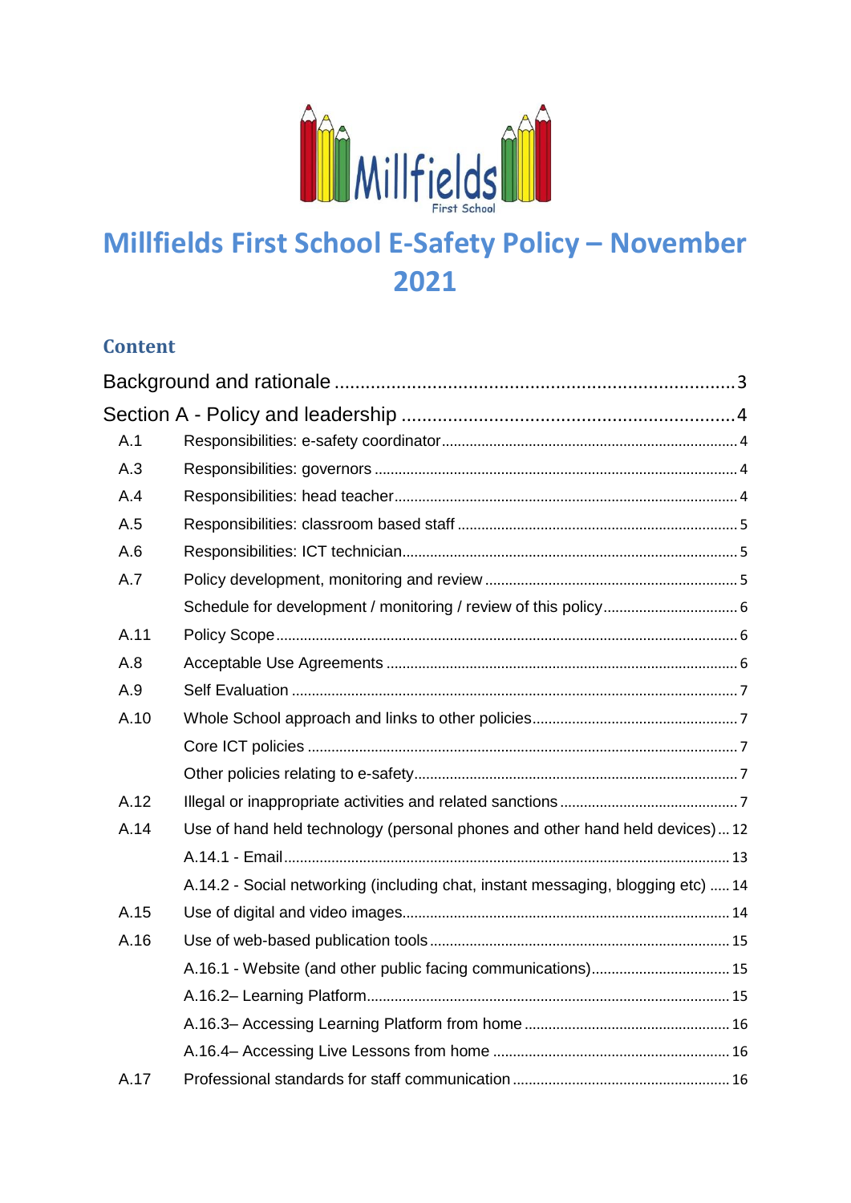# Millfields First School E-Safety Policy – November 2021

## Content

| | | |
|---|---|---|
| Background and rationale | | 3 |
| Section A - Policy and leadership | | 4 |
| A.1 | Responsibilities: e-safety coordinator | 4 |
| A.3 | Responsibilities: governors | 4 |
| A.4 | Responsibilities: head teacher | 4 |
| A.5 | Responsibilities: classroom based staff | 5 |
| A.6 | Responsibilities: ICT technician | 5 |
| A.7 | Policy development, monitoring and review | 5 |
| | Schedule for development / monitoring / review of this policy | 6 |
| A.11 | Policy Scope | 6 |
| A.8 | Acceptable Use Agreements | 6 |
| A.9 | Self Evaluation | 7 |
| A.10 | Whole School approach and links to other policies | 7 |
| | Core ICT policies | 7 |
| | Other policies relating to e-safety | 7 |
| A.12 | Illegal or inappropriate activities and related sanctions | 7 |
| A.14 | Use of hand held technology (personal phones and other hand held devices) | 12 |
| | A.14.1 - Email | 13 |
| | A.14.2 - Social networking (including chat, instant messaging, blogging etc) | 14 |
| A.15 | Use of digital and video images | 14 |
| A.16 | Use of web-based publication tools | 15 |
| | A.16.1 - Website (and other public facing communications) | 15 |
| | A.16.2– Learning Platform | 15 |
| | A.16.3– Accessing Learning Platform from home | 16 |
| | A.16.4– Accessing Live Lessons from home | 16 |
| A.17 | Professional standards for staff communication | 16 |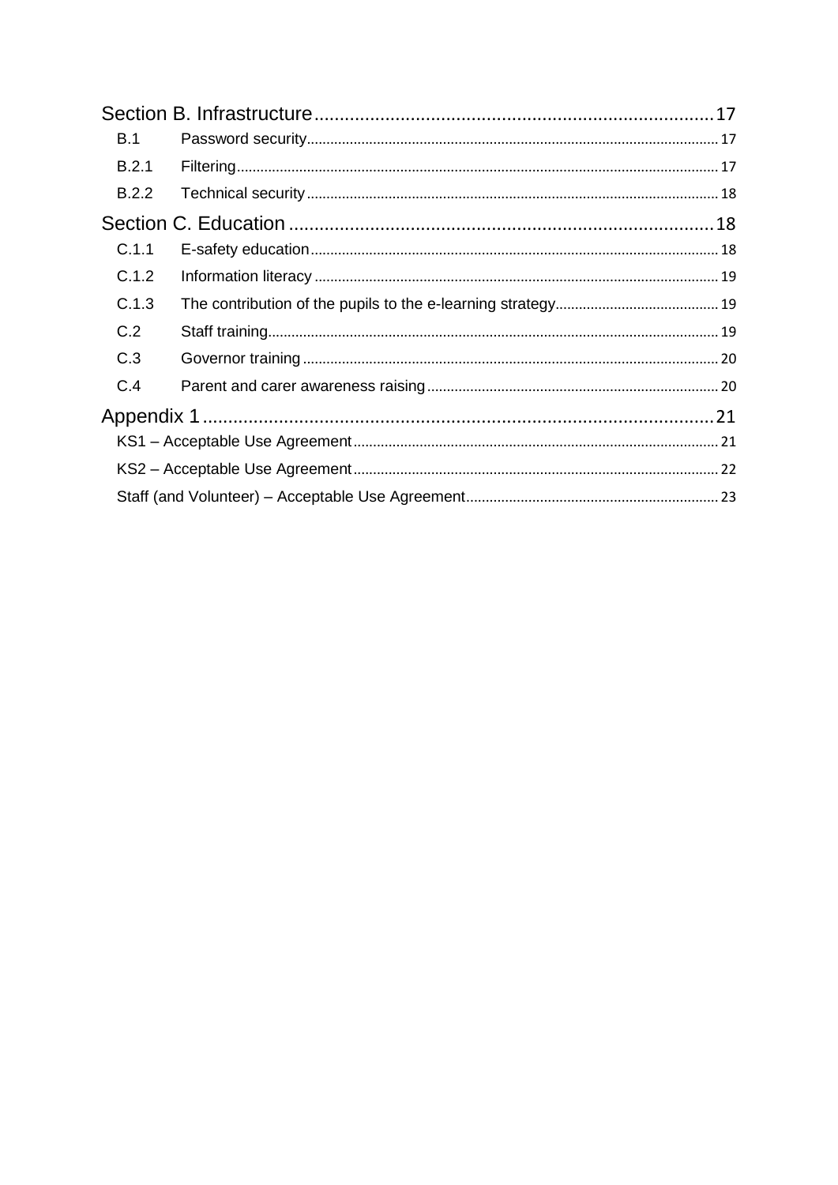Section B. Infrastructure ........ 17

- B.1 Password security ........ 17
- B.2.1 Filtering ........ 17
- B.2.2 Technical security ........ 18

Section C. Education ........ 18

- C.1.1 E-safety education ........ 18
- C.1.2 Information literacy ........ 19
- C.1.3 The contribution of the pupils to the e-learning strategy ........ 19
- C.2 Staff training ........ 19
- C.3 Governor training ........ 20
- C.4 Parent and carer awareness raising ........ 20

Appendix 1 ........ 21

- KS1 – Acceptable Use Agreement ........ 21
- KS2 – Acceptable Use Agreement ........ 22
- Staff (and Volunteer) – Acceptable Use Agreement ........ 23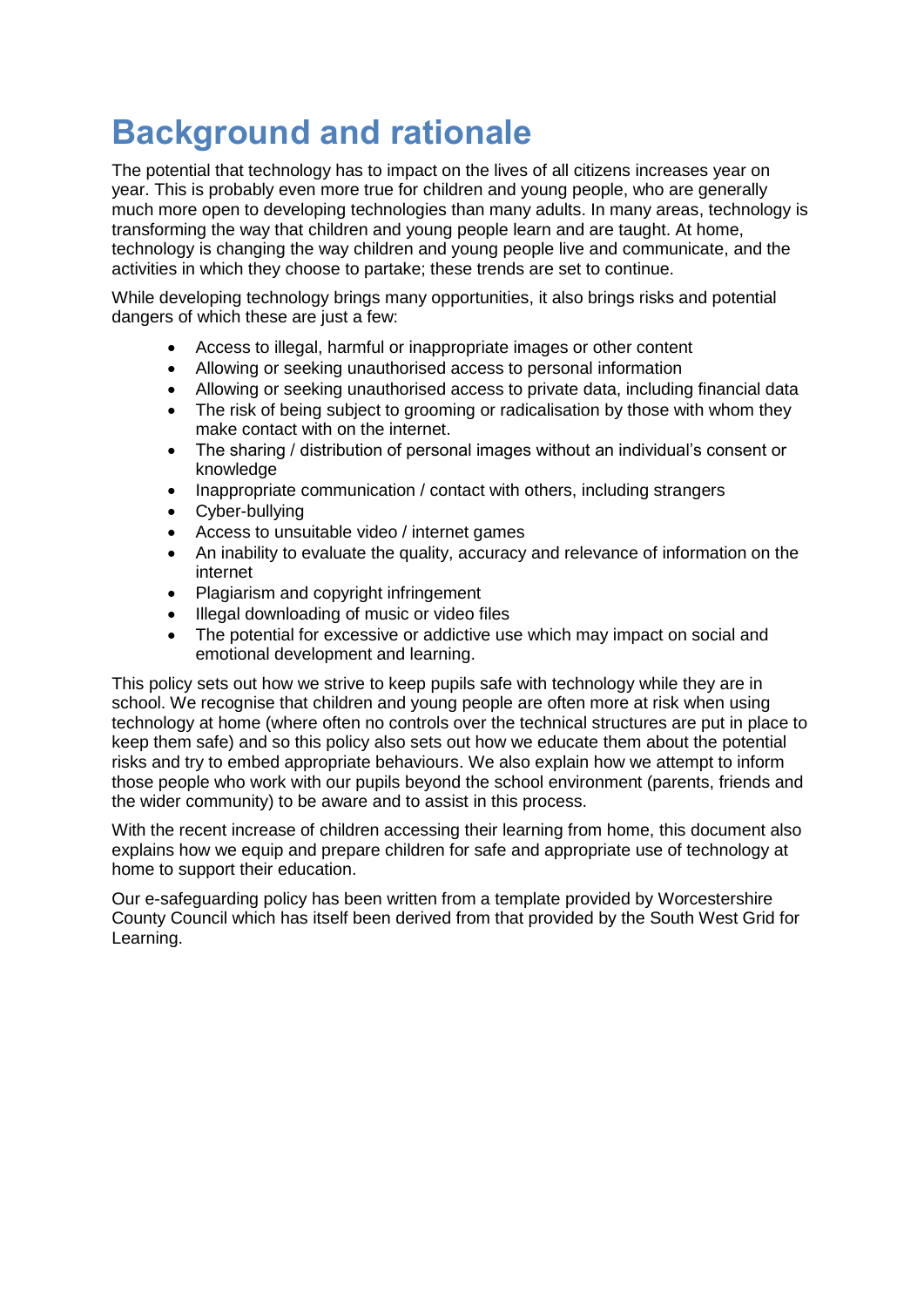# Background and rationale

The potential that technology has to impact on the lives of all citizens increases year on year. This is probably even more true for children and young people, who are generally much more open to developing technologies than many adults. In many areas, technology is transforming the way that children and young people learn and are taught. At home, technology is changing the way children and young people live and communicate, and the activities in which they choose to partake; these trends are set to continue.

While developing technology brings many opportunities, it also brings risks and potential dangers of which these are just a few:

- Access to illegal, harmful or inappropriate images or other content
- Allowing or seeking unauthorised access to personal information
- Allowing or seeking unauthorised access to private data, including financial data
- The risk of being subject to grooming or radicalisation by those with whom they make contact with on the internet.
- The sharing / distribution of personal images without an individual's consent or knowledge
- Inappropriate communication / contact with others, including strangers
- Cyber-bullying
- Access to unsuitable video / internet games
- An inability to evaluate the quality, accuracy and relevance of information on the internet
- Plagiarism and copyright infringement
- Illegal downloading of music or video files
- The potential for excessive or addictive use which may impact on social and emotional development and learning.

This policy sets out how we strive to keep pupils safe with technology while they are in school. We recognise that children and young people are often more at risk when using technology at home (where often no controls over the technical structures are put in place to keep them safe) and so this policy also sets out how we educate them about the potential risks and try to embed appropriate behaviours. We also explain how we attempt to inform those people who work with our pupils beyond the school environment (parents, friends and the wider community) to be aware and to assist in this process.

With the recent increase of children accessing their learning from home, this document also explains how we equip and prepare children for safe and appropriate use of technology at home to support their education.

Our e-safeguarding policy has been written from a template provided by Worcestershire County Council which has itself been derived from that provided by the South West Grid for Learning.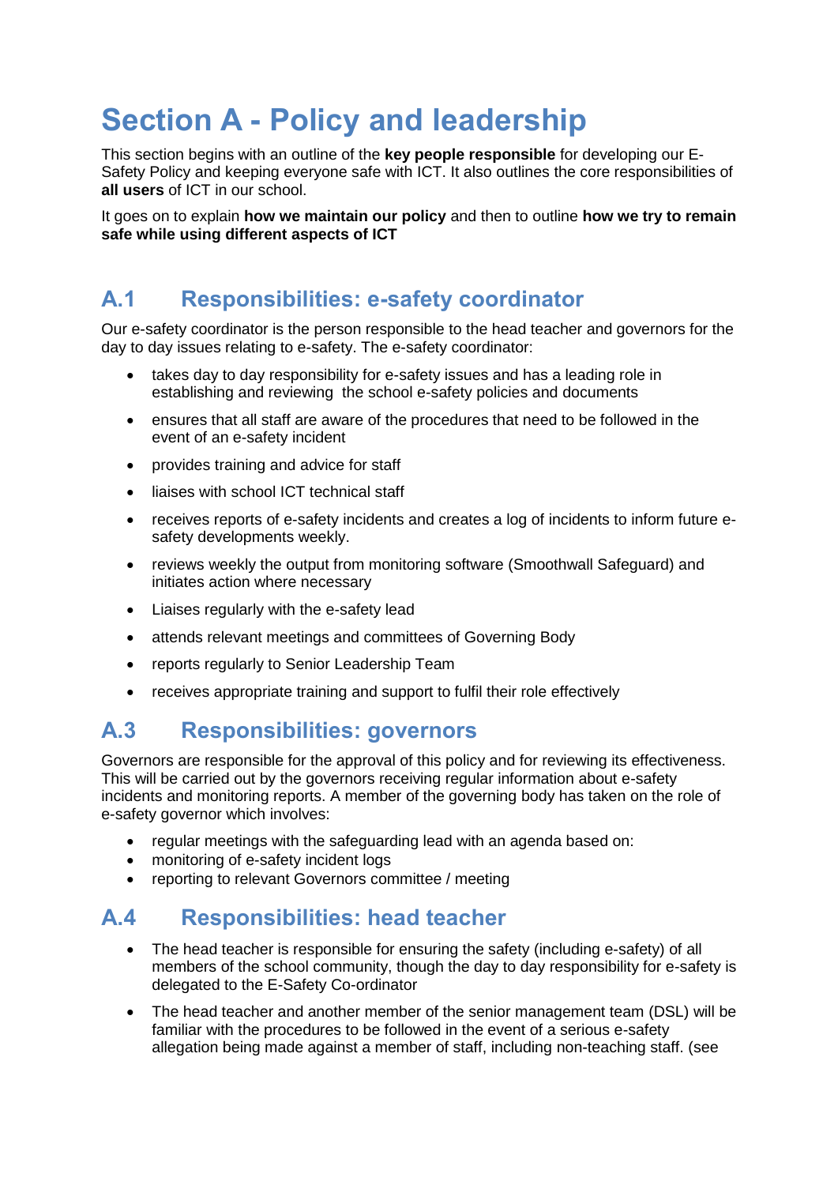# Section A - Policy and leadership

This section begins with an outline of the **key people responsible** for developing our E-Safety Policy and keeping everyone safe with ICT. It also outlines the core responsibilities of **all users** of ICT in our school.

It goes on to explain **how we maintain our policy** and then to outline **how we try to remain safe while using different aspects of ICT**

## A.1 Responsibilities: e-safety coordinator

Our e-safety coordinator is the person responsible to the head teacher and governors for the day to day issues relating to e-safety. The e-safety coordinator:

- takes day to day responsibility for e-safety issues and has a leading role in establishing and reviewing the school e-safety policies and documents
- ensures that all staff are aware of the procedures that need to be followed in the event of an e-safety incident
- provides training and advice for staff
- liaises with school ICT technical staff
- receives reports of e-safety incidents and creates a log of incidents to inform future e-safety developments weekly.
- reviews weekly the output from monitoring software (Smoothwall Safeguard) and initiates action where necessary
- Liaises regularly with the e-safety lead
- attends relevant meetings and committees of Governing Body
- reports regularly to Senior Leadership Team
- receives appropriate training and support to fulfil their role effectively

## A.3 Responsibilities: governors

Governors are responsible for the approval of this policy and for reviewing its effectiveness. This will be carried out by the governors receiving regular information about e-safety incidents and monitoring reports. A member of the governing body has taken on the role of e-safety governor which involves:

- regular meetings with the safeguarding lead with an agenda based on:
- monitoring of e-safety incident logs
- reporting to relevant Governors committee / meeting

## A.4 Responsibilities: head teacher

- The head teacher is responsible for ensuring the safety (including e-safety) of all members of the school community, though the day to day responsibility for e-safety is delegated to the E-Safety Co-ordinator
- The head teacher and another member of the senior management team (DSL) will be familiar with the procedures to be followed in the event of a serious e-safety allegation being made against a member of staff, including non-teaching staff. (see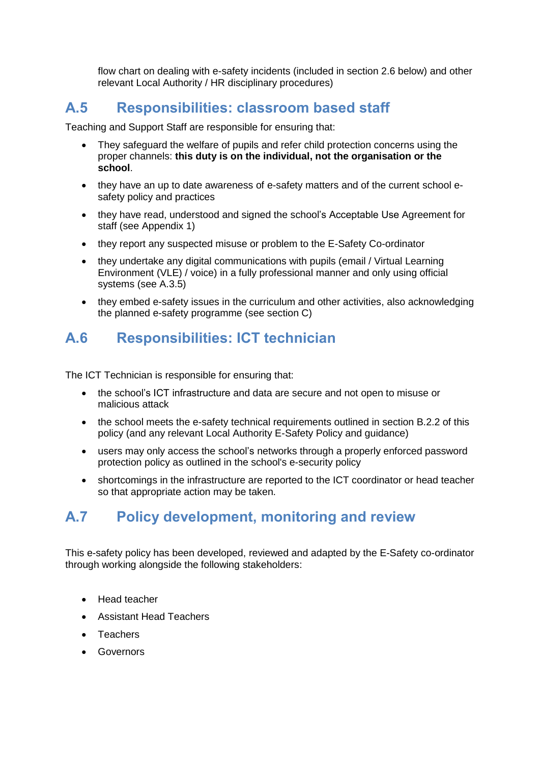flow chart on dealing with e-safety incidents (included in section 2.6 below) and other relevant Local Authority / HR disciplinary procedures)

## A.5 Responsibilities: classroom based staff

Teaching and Support Staff are responsible for ensuring that:

- They safeguard the welfare of pupils and refer child protection concerns using the proper channels: **this duty is on the individual, not the organisation or the school**.
- they have an up to date awareness of e-safety matters and of the current school e-safety policy and practices
- they have read, understood and signed the school's Acceptable Use Agreement for staff (see Appendix 1)
- they report any suspected misuse or problem to the E-Safety Co-ordinator
- they undertake any digital communications with pupils (email / Virtual Learning Environment (VLE) / voice) in a fully professional manner and only using official systems (see A.3.5)
- they embed e-safety issues in the curriculum and other activities, also acknowledging the planned e-safety programme (see section C)

## A.6 Responsibilities: ICT technician

The ICT Technician is responsible for ensuring that:

- the school's ICT infrastructure and data are secure and not open to misuse or malicious attack
- the school meets the e-safety technical requirements outlined in section B.2.2 of this policy (and any relevant Local Authority E-Safety Policy and guidance)
- users may only access the school's networks through a properly enforced password protection policy as outlined in the school's e-security policy
- shortcomings in the infrastructure are reported to the ICT coordinator or head teacher so that appropriate action may be taken.

## A.7 Policy development, monitoring and review

This e-safety policy has been developed, reviewed and adapted by the E-Safety co-ordinator through working alongside the following stakeholders:

- Head teacher
- Assistant Head Teachers
- Teachers
- Governors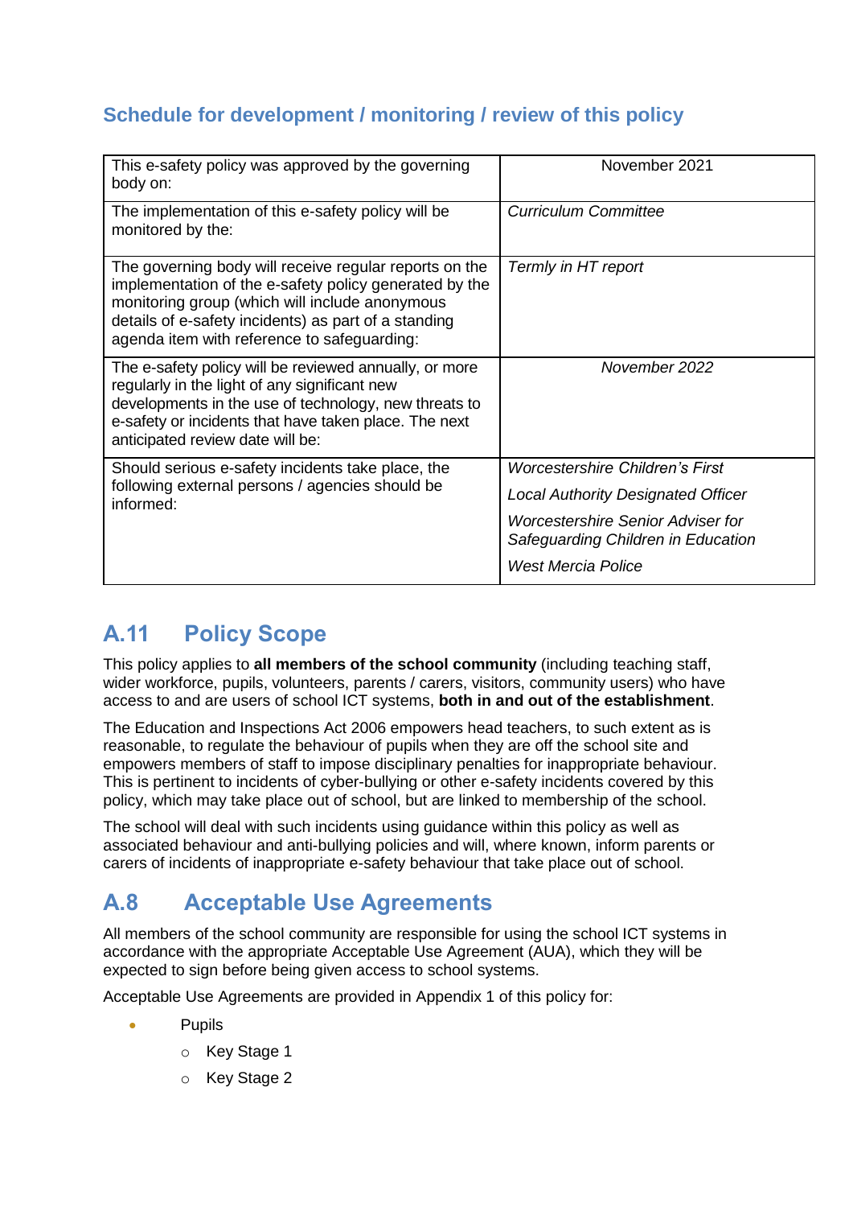## Schedule for development / monitoring / review of this policy

| | |
|---|---|
| This e-safety policy was approved by the governing body on: | November 2021 |
| The implementation of this e-safety policy will be monitored by the: | *Curriculum Committee* |
| The governing body will receive regular reports on the implementation of the e-safety policy generated by the monitoring group (which will include anonymous details of e-safety incidents) as part of a standing agenda item with reference to safeguarding: | *Termly in HT report* |
| The e-safety policy will be reviewed annually, or more regularly in the light of any significant new developments in the use of technology, new threats to e-safety or incidents that have taken place. The next anticipated review date will be: | *November 2022* |
| Should serious e-safety incidents take place, the following external persons / agencies should be informed: | *Worcestershire Children's First*<br>*Local Authority Designated Officer*<br>*Worcestershire Senior Adviser for Safeguarding Children in Education*<br>*West Mercia Police* |

## A.11 Policy Scope

This policy applies to **all members of the school community** (including teaching staff, wider workforce, pupils, volunteers, parents / carers, visitors, community users) who have access to and are users of school ICT systems, **both in and out of the establishment**.

The Education and Inspections Act 2006 empowers head teachers, to such extent as is reasonable, to regulate the behaviour of pupils when they are off the school site and empowers members of staff to impose disciplinary penalties for inappropriate behaviour. This is pertinent to incidents of cyber-bullying or other e-safety incidents covered by this policy, which may take place out of school, but are linked to membership of the school.

The school will deal with such incidents using guidance within this policy as well as associated behaviour and anti-bullying policies and will, where known, inform parents or carers of incidents of inappropriate e-safety behaviour that take place out of school.

## A.8 Acceptable Use Agreements

All members of the school community are responsible for using the school ICT systems in accordance with the appropriate Acceptable Use Agreement (AUA), which they will be expected to sign before being given access to school systems.

Acceptable Use Agreements are provided in Appendix 1 of this policy for:

- Pupils
  - Key Stage 1
  - Key Stage 2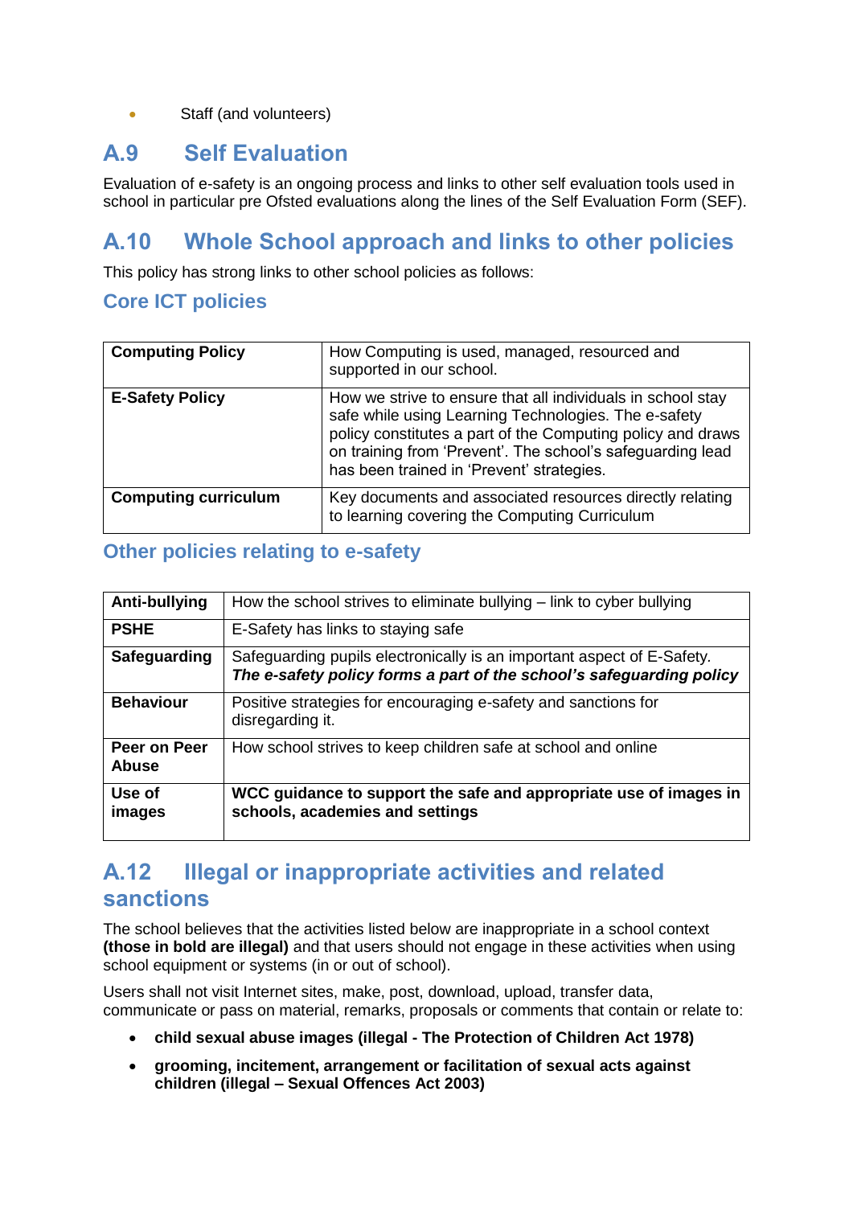- Staff (and volunteers)

## A.9 Self Evaluation

Evaluation of e-safety is an ongoing process and links to other self evaluation tools used in school in particular pre Ofsted evaluations along the lines of the Self Evaluation Form (SEF).

## A.10 Whole School approach and links to other policies

This policy has strong links to other school policies as follows:

### Core ICT policies

| | |
|---|---|
| **Computing Policy** | How Computing is used, managed, resourced and supported in our school. |
| **E-Safety Policy** | How we strive to ensure that all individuals in school stay safe while using Learning Technologies. The e-safety policy constitutes a part of the Computing policy and draws on training from 'Prevent'. The school's safeguarding lead has been trained in 'Prevent' strategies. |
| **Computing curriculum** | Key documents and associated resources directly relating to learning covering the Computing Curriculum |

### Other policies relating to e-safety

| | |
|---|---|
| **Anti-bullying** | How the school strives to eliminate bullying – link to cyber bullying |
| **PSHE** | E-Safety has links to staying safe |
| **Safeguarding** | Safeguarding pupils electronically is an important aspect of E-Safety. ***The e-safety policy forms a part of the school's safeguarding policy*** |
| **Behaviour** | Positive strategies for encouraging e-safety and sanctions for disregarding it. |
| **Peer on Peer Abuse** | How school strives to keep children safe at school and online |
| **Use of images** | **WCC guidance to support the safe and appropriate use of images in schools, academies and settings** |

## A.12 Illegal or inappropriate activities and related sanctions

The school believes that the activities listed below are inappropriate in a school context **(those in bold are illegal)** and that users should not engage in these activities when using school equipment or systems (in or out of school).

Users shall not visit Internet sites, make, post, download, upload, transfer data, communicate or pass on material, remarks, proposals or comments that contain or relate to:

- **child sexual abuse images (illegal - The Protection of Children Act 1978)**
- **grooming, incitement, arrangement or facilitation of sexual acts against children (illegal – Sexual Offences Act 2003)**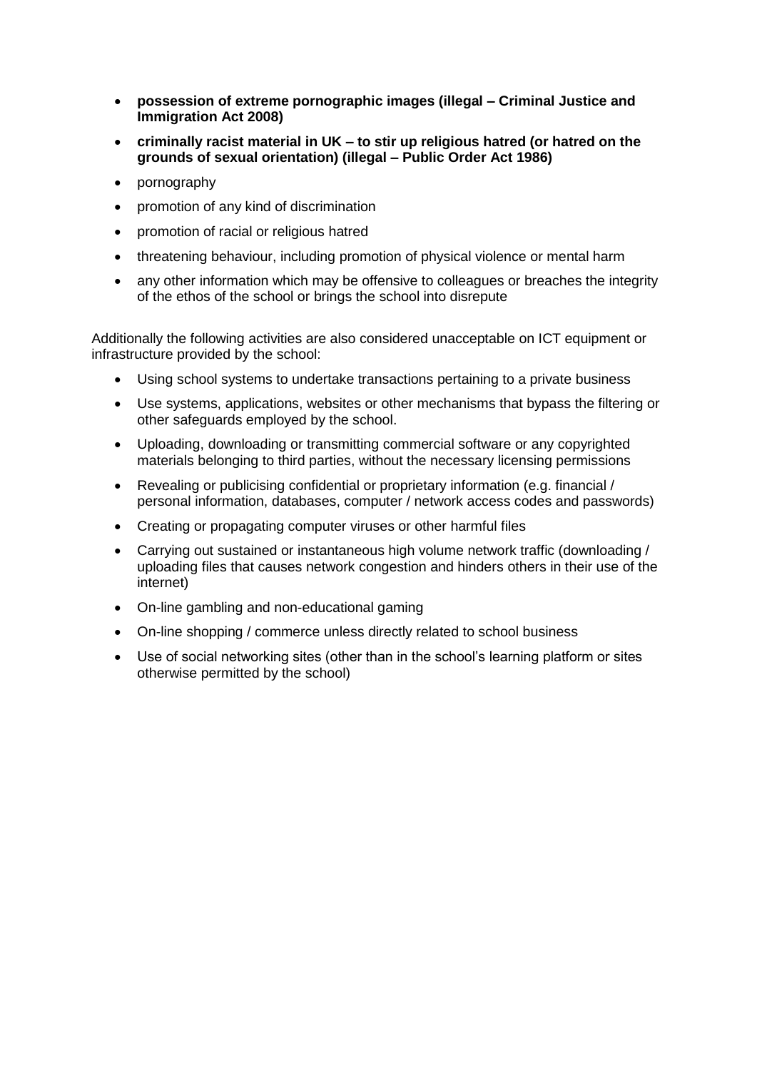- **possession of extreme pornographic images (illegal – Criminal Justice and Immigration Act 2008)**
- **criminally racist material in UK – to stir up religious hatred (or hatred on the grounds of sexual orientation) (illegal – Public Order Act 1986)**
- pornography
- promotion of any kind of discrimination
- promotion of racial or religious hatred
- threatening behaviour, including promotion of physical violence or mental harm
- any other information which may be offensive to colleagues or breaches the integrity of the ethos of the school or brings the school into disrepute

Additionally the following activities are also considered unacceptable on ICT equipment or infrastructure provided by the school:

- Using school systems to undertake transactions pertaining to a private business
- Use systems, applications, websites or other mechanisms that bypass the filtering or other safeguards employed by the school.
- Uploading, downloading or transmitting commercial software or any copyrighted materials belonging to third parties, without the necessary licensing permissions
- Revealing or publicising confidential or proprietary information (e.g. financial / personal information, databases, computer / network access codes and passwords)
- Creating or propagating computer viruses or other harmful files
- Carrying out sustained or instantaneous high volume network traffic (downloading / uploading files that causes network congestion and hinders others in their use of the internet)
- On-line gambling and non-educational gaming
- On-line shopping / commerce unless directly related to school business
- Use of social networking sites (other than in the school's learning platform or sites otherwise permitted by the school)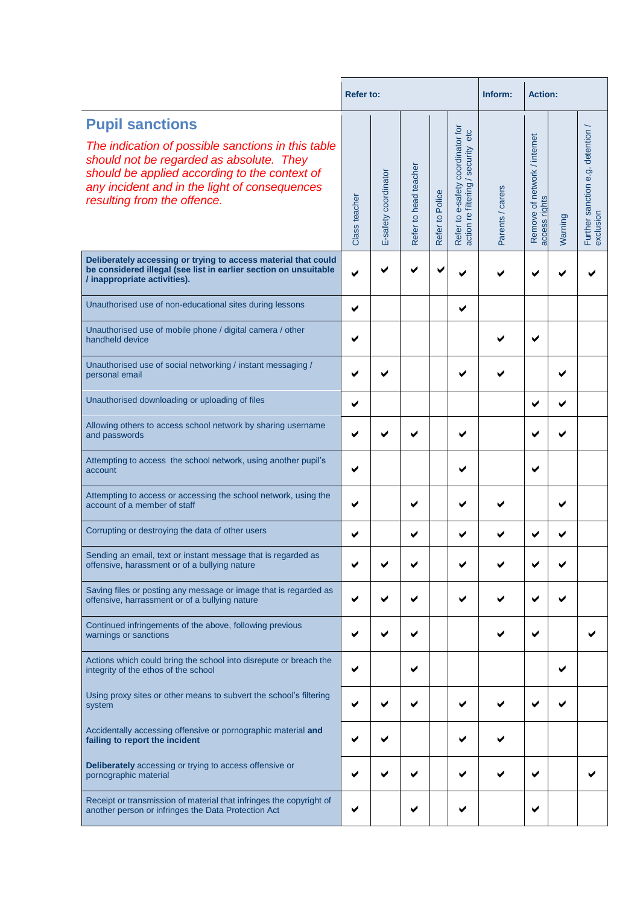## Pupil sanctions

*The indication of possible sanctions in this table should not be regarded as absolute. They should be applied according to the context of any incident and in the light of consequences resulting from the offence.*

| | Refer to: | | | | | Inform: | Action: | | |
|---|---|---|---|---|---|---|---|---|---|
| | Class teacher | E-safety coordinator | Refer to head teacher | Refer to Police | Refer to e-safety coordinator for action re filtering / security etc | Parents / carers | Remove of network / internet access rights | Warning | Further sanction e.g. detention / exclusion |
| **Deliberately accessing or trying to access material that could be considered illegal (see list in earlier section on unsuitable / inappropriate activities).** | ✔ | ✔ | ✔ | ✔ | ✔ | ✔ | ✔ | ✔ | ✔ |
| Unauthorised use of non-educational sites during lessons | ✔ | | | | ✔ | | | | |
| Unauthorised use of mobile phone / digital camera / other handheld device | ✔ | | | | | ✔ | ✔ | | |
| Unauthorised use of social networking / instant messaging / personal email | ✔ | ✔ | | | ✔ | ✔ | | ✔ | |
| Unauthorised downloading or uploading of files | ✔ | | | | | | ✔ | ✔ | |
| Allowing others to access school network by sharing username and passwords | ✔ | ✔ | ✔ | | ✔ | | ✔ | ✔ | |
| Attempting to access the school network, using another pupil's account | ✔ | | | | ✔ | | ✔ | | |
| Attempting to access or accessing the school network, using the account of a member of staff | ✔ | | ✔ | | ✔ | ✔ | | ✔ | |
| Corrupting or destroying the data of other users | ✔ | | ✔ | | ✔ | ✔ | ✔ | ✔ | |
| Sending an email, text or instant message that is regarded as offensive, harassment or of a bullying nature | ✔ | ✔ | ✔ | | ✔ | ✔ | ✔ | ✔ | |
| Saving files or posting any message or image that is regarded as offensive, harrassment or of a bullying nature | ✔ | ✔ | ✔ | | ✔ | ✔ | ✔ | ✔ | |
| Continued infringements of the above, following previous warnings or sanctions | ✔ | ✔ | ✔ | | | ✔ | ✔ | | ✔ |
| Actions which could bring the school into disrepute or breach the integrity of the ethos of the school | ✔ | | ✔ | | | | | ✔ | |
| Using proxy sites or other means to subvert the school's filtering system | ✔ | ✔ | ✔ | | ✔ | ✔ | ✔ | ✔ | |
| Accidentally accessing offensive or pornographic material **and failing to report the incident** | ✔ | ✔ | | | ✔ | ✔ | | | |
| **Deliberately** accessing or trying to access offensive or pornographic material | ✔ | ✔ | ✔ | | ✔ | ✔ | ✔ | | ✔ |
| Receipt or transmission of material that infringes the copyright of another person or infringes the Data Protection Act | ✔ | | ✔ | | ✔ | | ✔ | | |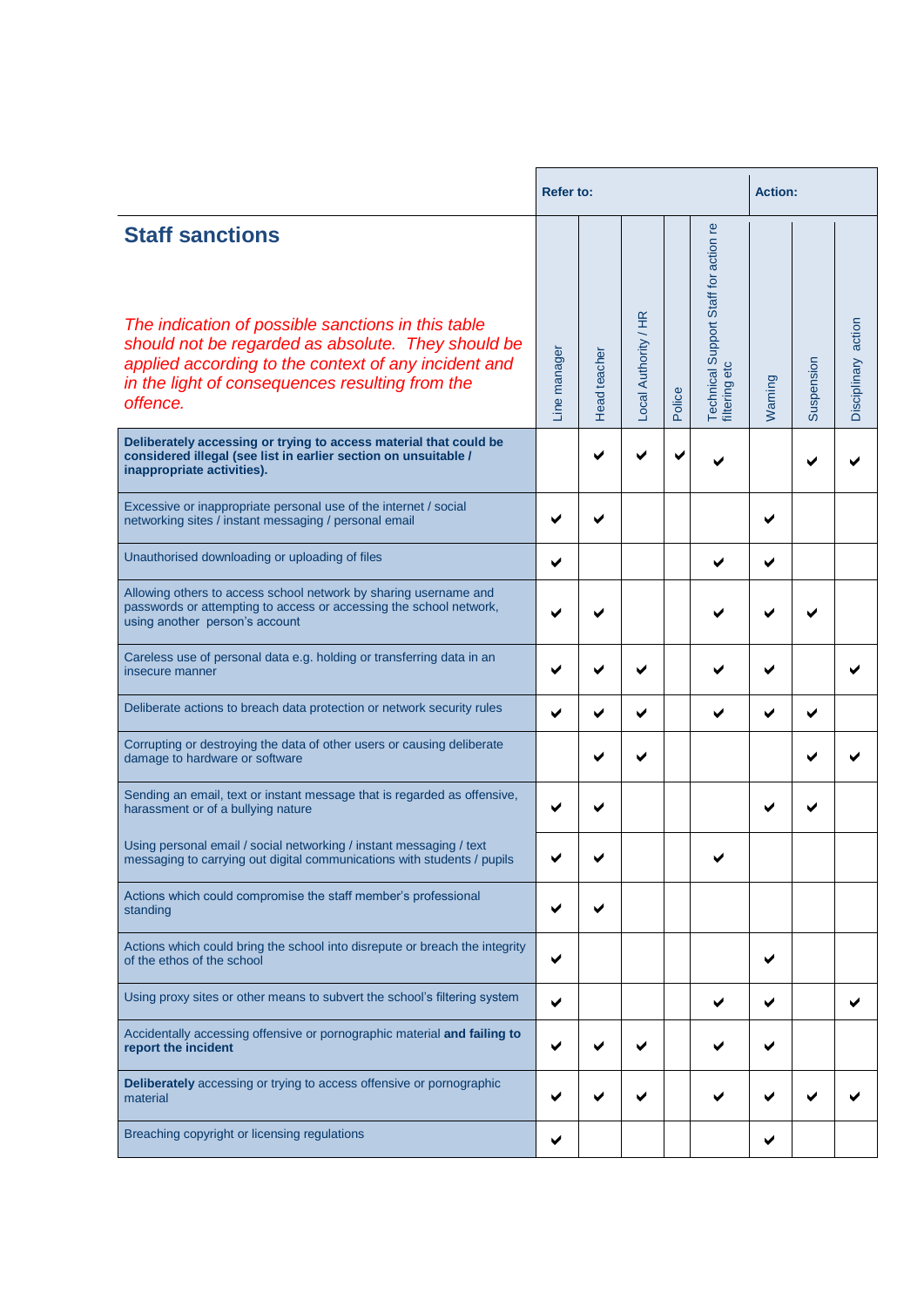| Staff sanctions<br><br>*The indication of possible sanctions in this table should not be regarded as absolute. They should be applied according to the context of any incident and in the light of consequences resulting from the offence.* | Refer to: | | | | | Action: | | |
|---|---|---|---|---|---|---|---|---|
| | Line manager | Head teacher | Local Authority / HR | Police | Technical Support Staff for action re filtering etc | Warning | Suspension | Disciplinary action |
| **Deliberately accessing or trying to access material that could be considered illegal (see list in earlier section on unsuitable / inappropriate activities).** | | ✔ | ✔ | ✔ | ✔ | | ✔ | ✔ |
| Excessive or inappropriate personal use of the internet / social networking sites / instant messaging / personal email | ✔ | ✔ | | | | ✔ | | |
| Unauthorised downloading or uploading of files | ✔ | | | | ✔ | ✔ | | |
| Allowing others to access school network by sharing username and passwords or attempting to access or accessing the school network, using another person's account | ✔ | ✔ | | | ✔ | ✔ | ✔ | |
| Careless use of personal data e.g. holding or transferring data in an insecure manner | ✔ | ✔ | ✔ | | ✔ | ✔ | | ✔ |
| Deliberate actions to breach data protection or network security rules | ✔ | ✔ | ✔ | | ✔ | ✔ | ✔ | |
| Corrupting or destroying the data of other users or causing deliberate damage to hardware or software | | ✔ | ✔ | | | | ✔ | ✔ |
| Sending an email, text or instant message that is regarded as offensive, harassment or of a bullying nature | ✔ | ✔ | | | | ✔ | ✔ | |
| Using personal email / social networking / instant messaging / text messaging to carrying out digital communications with students / pupils | ✔ | ✔ | | | ✔ | | | |
| Actions which could compromise the staff member's professional standing | ✔ | ✔ | | | | | | |
| Actions which could bring the school into disrepute or breach the integrity of the ethos of the school | ✔ | | | | | ✔ | | |
| Using proxy sites or other means to subvert the school's filtering system | ✔ | | | | ✔ | ✔ | | ✔ |
| Accidentally accessing offensive or pornographic material **and failing to report the incident** | ✔ | ✔ | ✔ | | ✔ | ✔ | | |
| **Deliberately** accessing or trying to access offensive or pornographic material | ✔ | ✔ | ✔ | | ✔ | ✔ | ✔ | ✔ |
| Breaching copyright or licensing regulations | ✔ | | | | | ✔ | | |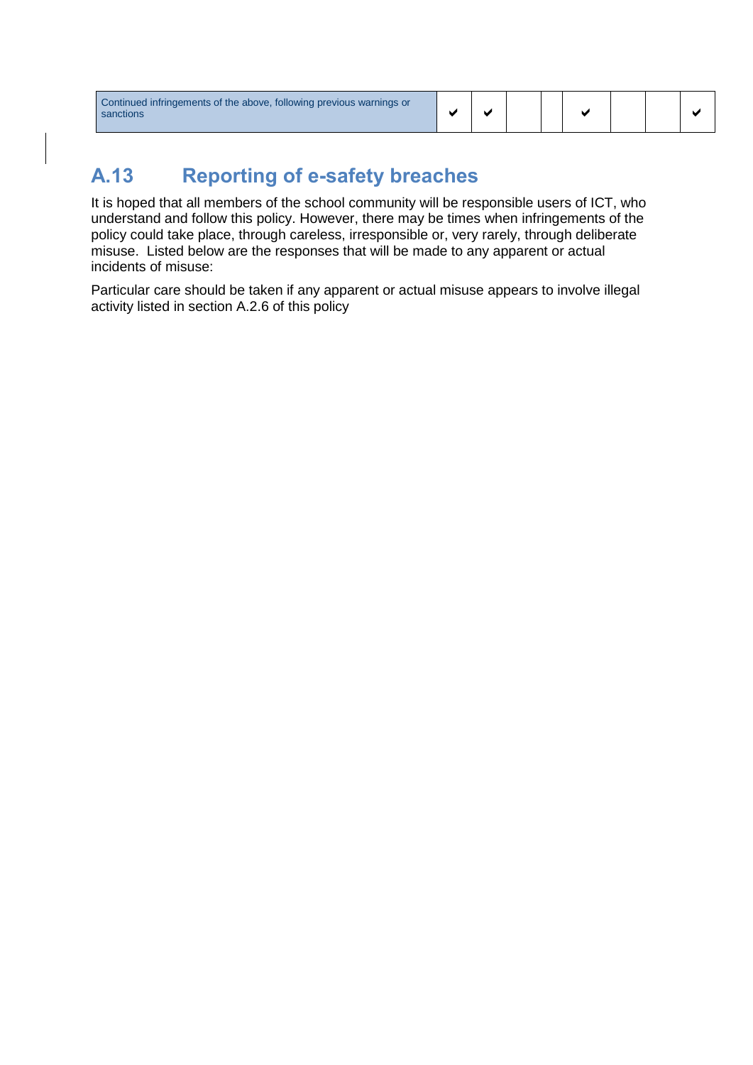| | | | | | | | | |
|---|---|---|---|---|---|---|---|---|
| Continued infringements of the above, following previous warnings or sanctions | ✔ | ✔ | | | ✔ | | | ✔ |

## A.13 Reporting of e-safety breaches

It is hoped that all members of the school community will be responsible users of ICT, who understand and follow this policy. However, there may be times when infringements of the policy could take place, through careless, irresponsible or, very rarely, through deliberate misuse. Listed below are the responses that will be made to any apparent or actual incidents of misuse:

Particular care should be taken if any apparent or actual misuse appears to involve illegal activity listed in section A.2.6 of this policy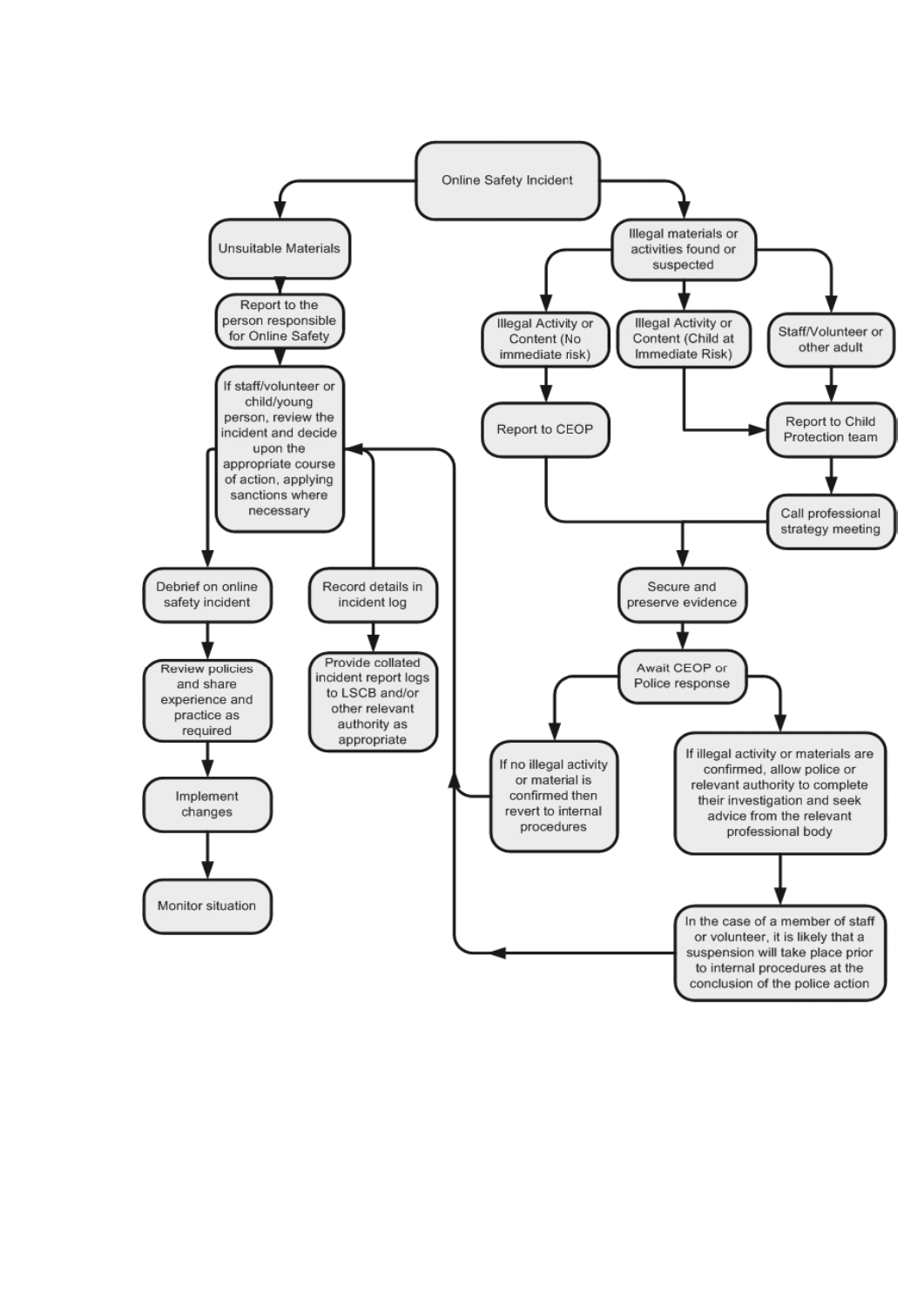Online Safety Incident

Unsuitable Materials

Report to the person responsible for Online Safety

If staff/volunteer or child/young person, review the incident and decide upon the appropriate course of action, applying sanctions where necessary

Debrief on online safety incident

Review policies and share experience and practice as required

Implement changes

Monitor situation

Record details in incident log

Provide collated incident report logs to LSCB and/or other relevant authority as appropriate

Illegal materials or activities found or suspected

Illegal Activity or Content (No immediate risk)

Report to CEOP

Illegal Activity or Content (Child at Immediate Risk)

Staff/Volunteer or other adult

Report to Child Protection team

Call professional strategy meeting

Secure and preserve evidence

Await CEOP or Police response

If no illegal activity or material is confirmed then revert to internal procedures

If illegal activity or materials are confirmed, allow police or relevant authority to complete their investigation and seek advice from the relevant professional body

In the case of a member of staff or volunteer, it is likely that a suspension will take place prior to internal procedures at the conclusion of the police action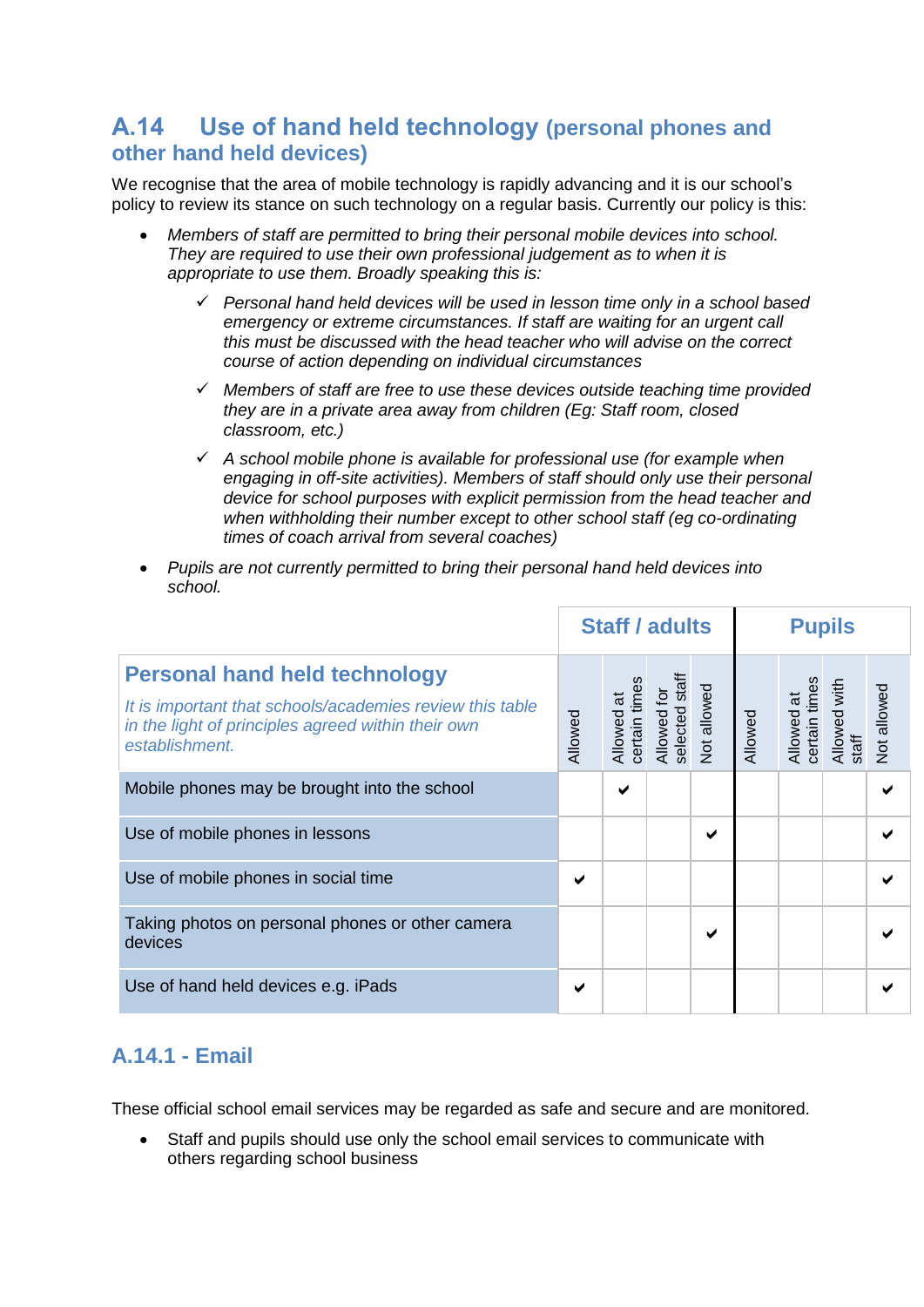## A.14 Use of hand held technology (personal phones and other hand held devices)

We recognise that the area of mobile technology is rapidly advancing and it is our school's policy to review its stance on such technology on a regular basis. Currently our policy is this:

- *Members of staff are permitted to bring their personal mobile devices into school. They are required to use their own professional judgement as to when it is appropriate to use them. Broadly speaking this is:*
  - ✓ *Personal hand held devices will be used in lesson time only in a school based emergency or extreme circumstances. If staff are waiting for an urgent call this must be discussed with the head teacher who will advise on the correct course of action depending on individual circumstances*
  - ✓ *Members of staff are free to use these devices outside teaching time provided they are in a private area away from children (Eg: Staff room, closed classroom, etc.)*
  - ✓ *A school mobile phone is available for professional use (for example when engaging in off-site activities). Members of staff should only use their personal device for school purposes with explicit permission from the head teacher and when withholding their number except to other school staff (eg co-ordinating times of coach arrival from several coaches)*
- *Pupils are not currently permitted to bring their personal hand held devices into school.*

| **Personal hand held technology** *It is important that schools/academies review this table in the light of principles agreed within their own establishment.* | Staff / adults | | | | Pupils | | | |
|---|---|---|---|---|---|---|---|---|
| | Allowed | Allowed at certain times | Allowed for selected staff | Not allowed | Allowed | Allowed at certain times | Allowed with staff | Not allowed |
| Mobile phones may be brought into the school | | ✔ | | | | | | ✔ |
| Use of mobile phones in lessons | | | | ✔ | | | | ✔ |
| Use of mobile phones in social time | ✔ | | | | | | | ✔ |
| Taking photos on personal phones or other camera devices | | | | ✔ | | | | ✔ |
| Use of hand held devices e.g. iPads | ✔ | | | | | | | ✔ |

### A.14.1 - Email

These official school email services may be regarded as safe and secure and are monitored.

- Staff and pupils should use only the school email services to communicate with others regarding school business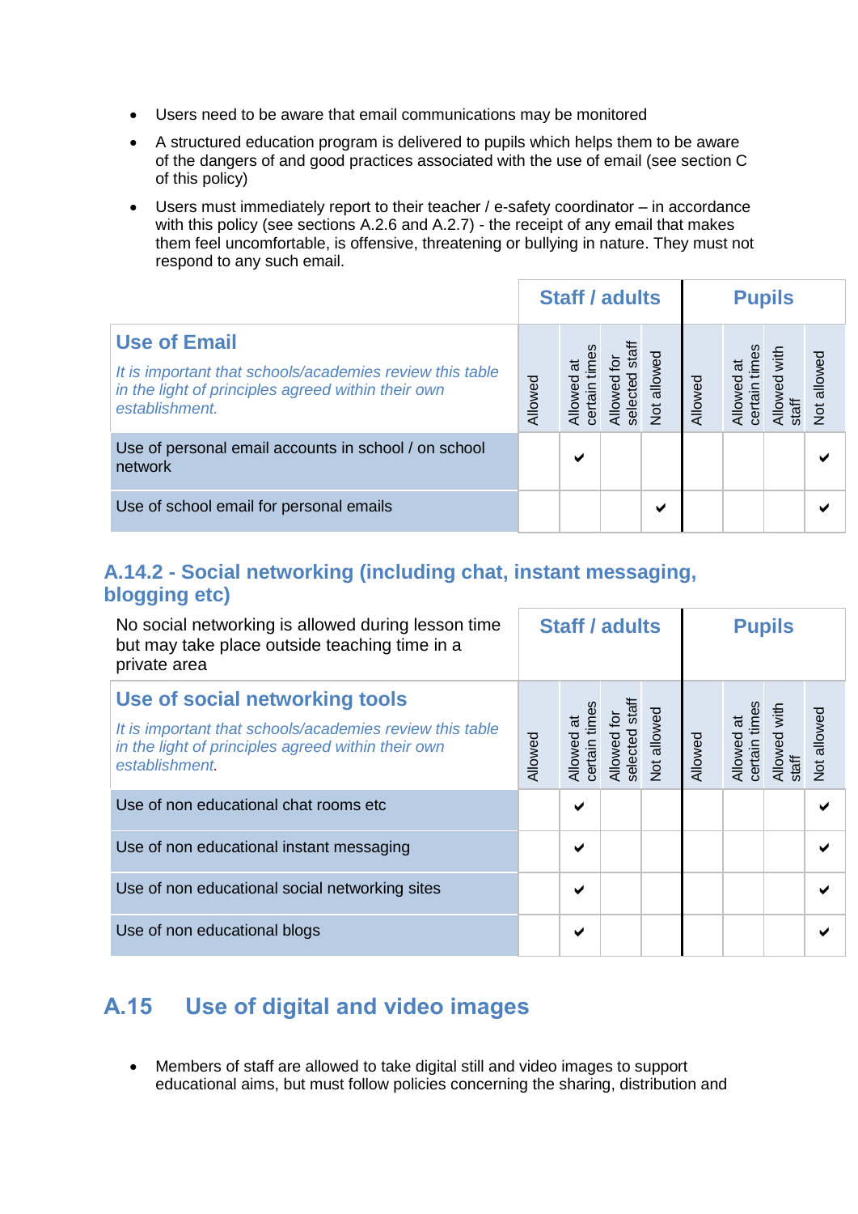- Users need to be aware that email communications may be monitored
- A structured education program is delivered to pupils which helps them to be aware of the dangers of and good practices associated with the use of email (see section C of this policy)
- Users must immediately report to their teacher / e-safety coordinator – in accordance with this policy (see sections A.2.6 and A.2.7) - the receipt of any email that makes them feel uncomfortable, is offensive, threatening or bullying in nature. They must not respond to any such email.

| | **Staff / adults** | | | | **Pupils** | | | |
|---|---|---|---|---|---|---|---|---|
| **Use of Email**<br>*It is important that schools/academies review this table in the light of principles agreed within their own establishment.* | Allowed | Allowed at certain times | Allowed for selected staff | Not allowed | Allowed | Allowed at certain times | Allowed with staff | Not allowed |
| Use of personal email accounts in school / on school network | | ✔ | | | | | | ✔ |
| Use of school email for personal emails | | | | ✔ | | | | ✔ |

## A.14.2 - Social networking (including chat, instant messaging, blogging etc)

| No social networking is allowed during lesson time but may take place outside teaching time in a private area | **Staff / adults** | | | | **Pupils** | | | |
|---|---|---|---|---|---|---|---|---|
| **Use of social networking tools**<br>*It is important that schools/academies review this table in the light of principles agreed within their own establishment.* | Allowed | Allowed at certain times | Allowed for selected staff | Not allowed | Allowed | Allowed at certain times | Allowed with staff | Not allowed |
| Use of non educational chat rooms etc | | ✔ | | | | | | ✔ |
| Use of non educational instant messaging | | ✔ | | | | | | ✔ |
| Use of non educational social networking sites | | ✔ | | | | | | ✔ |
| Use of non educational blogs | | ✔ | | | | | | ✔ |

## A.15 Use of digital and video images

- Members of staff are allowed to take digital still and video images to support educational aims, but must follow policies concerning the sharing, distribution and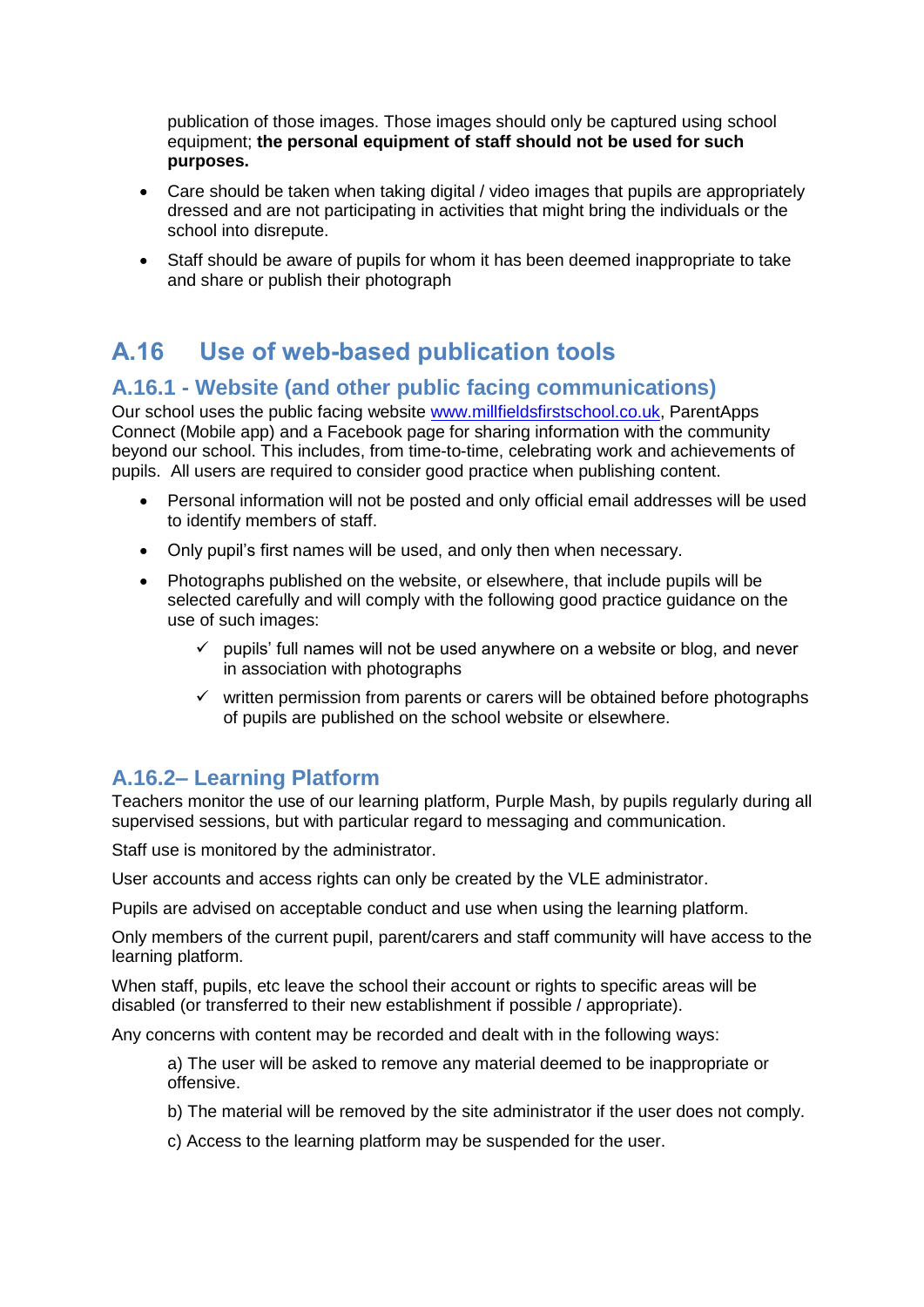publication of those images. Those images should only be captured using school equipment; **the personal equipment of staff should not be used for such purposes.**

- Care should be taken when taking digital / video images that pupils are appropriately dressed and are not participating in activities that might bring the individuals or the school into disrepute.
- Staff should be aware of pupils for whom it has been deemed inappropriate to take and share or publish their photograph

## A.16 Use of web-based publication tools

### A.16.1 - Website (and other public facing communications)

Our school uses the public facing website www.millfieldsfirstschool.co.uk, ParentApps Connect (Mobile app) and a Facebook page for sharing information with the community beyond our school. This includes, from time-to-time, celebrating work and achievements of pupils. All users are required to consider good practice when publishing content.

- Personal information will not be posted and only official email addresses will be used to identify members of staff.
- Only pupil's first names will be used, and only then when necessary.
- Photographs published on the website, or elsewhere, that include pupils will be selected carefully and will comply with the following good practice guidance on the use of such images:
  - ✓ pupils' full names will not be used anywhere on a website or blog, and never in association with photographs
  - ✓ written permission from parents or carers will be obtained before photographs of pupils are published on the school website or elsewhere.

### A.16.2– Learning Platform

Teachers monitor the use of our learning platform, Purple Mash, by pupils regularly during all supervised sessions, but with particular regard to messaging and communication.

Staff use is monitored by the administrator.

User accounts and access rights can only be created by the VLE administrator.

Pupils are advised on acceptable conduct and use when using the learning platform.

Only members of the current pupil, parent/carers and staff community will have access to the learning platform.

When staff, pupils, etc leave the school their account or rights to specific areas will be disabled (or transferred to their new establishment if possible / appropriate).

Any concerns with content may be recorded and dealt with in the following ways:

a) The user will be asked to remove any material deemed to be inappropriate or offensive.

b) The material will be removed by the site administrator if the user does not comply.

c) Access to the learning platform may be suspended for the user.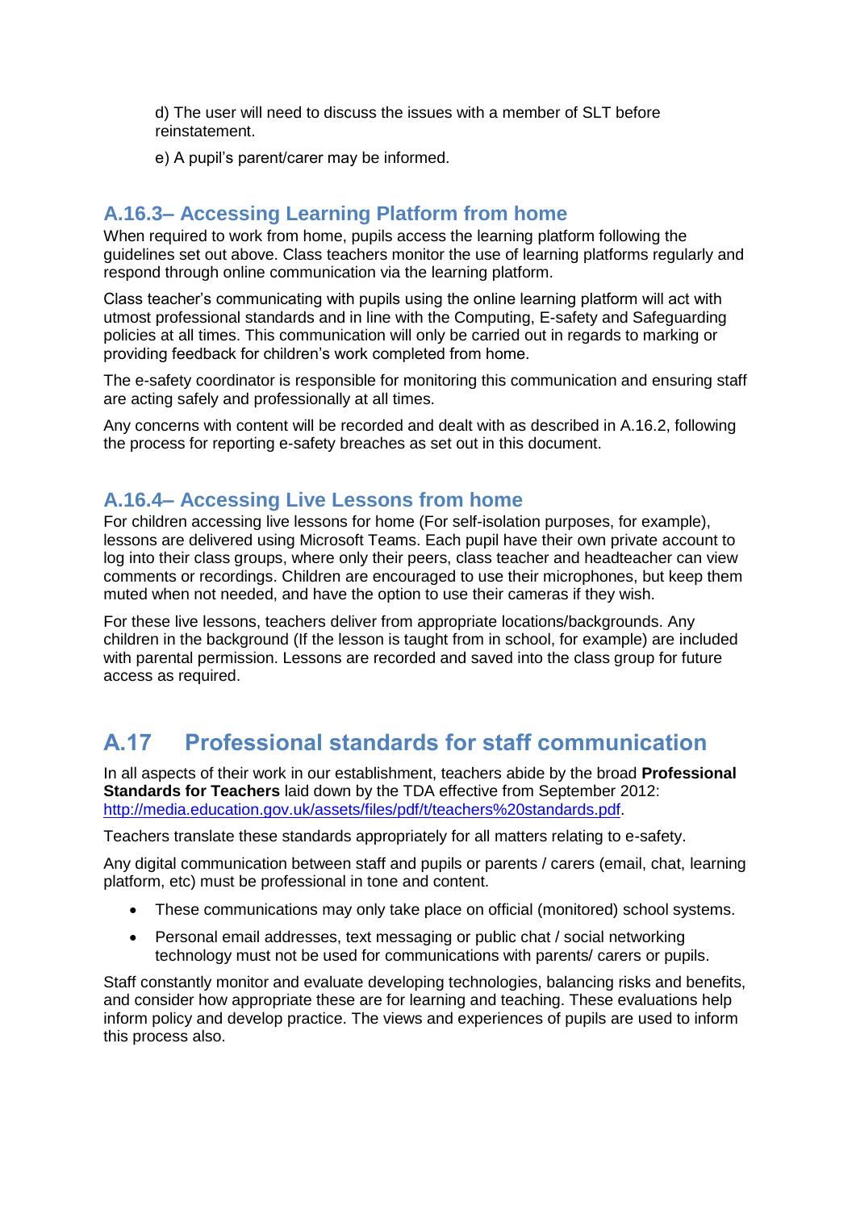d) The user will need to discuss the issues with a member of SLT before reinstatement.

e) A pupil's parent/carer may be informed.

### A.16.3– Accessing Learning Platform from home

When required to work from home, pupils access the learning platform following the guidelines set out above. Class teachers monitor the use of learning platforms regularly and respond through online communication via the learning platform.

Class teacher's communicating with pupils using the online learning platform will act with utmost professional standards and in line with the Computing, E-safety and Safeguarding policies at all times. This communication will only be carried out in regards to marking or providing feedback for children's work completed from home.

The e-safety coordinator is responsible for monitoring this communication and ensuring staff are acting safely and professionally at all times.

Any concerns with content will be recorded and dealt with as described in A.16.2, following the process for reporting e-safety breaches as set out in this document.

### A.16.4– Accessing Live Lessons from home

For children accessing live lessons for home (For self-isolation purposes, for example), lessons are delivered using Microsoft Teams. Each pupil have their own private account to log into their class groups, where only their peers, class teacher and headteacher can view comments or recordings. Children are encouraged to use their microphones, but keep them muted when not needed, and have the option to use their cameras if they wish.

For these live lessons, teachers deliver from appropriate locations/backgrounds. Any children in the background (If the lesson is taught from in school, for example) are included with parental permission. Lessons are recorded and saved into the class group for future access as required.

## A.17 Professional standards for staff communication

In all aspects of their work in our establishment, teachers abide by the broad **Professional Standards for Teachers** laid down by the TDA effective from September 2012: http://media.education.gov.uk/assets/files/pdf/t/teachers%20standards.pdf.

Teachers translate these standards appropriately for all matters relating to e-safety.

Any digital communication between staff and pupils or parents / carers (email, chat, learning platform, etc) must be professional in tone and content.

- These communications may only take place on official (monitored) school systems.
- Personal email addresses, text messaging or public chat / social networking technology must not be used for communications with parents/ carers or pupils.

Staff constantly monitor and evaluate developing technologies, balancing risks and benefits, and consider how appropriate these are for learning and teaching. These evaluations help inform policy and develop practice. The views and experiences of pupils are used to inform this process also.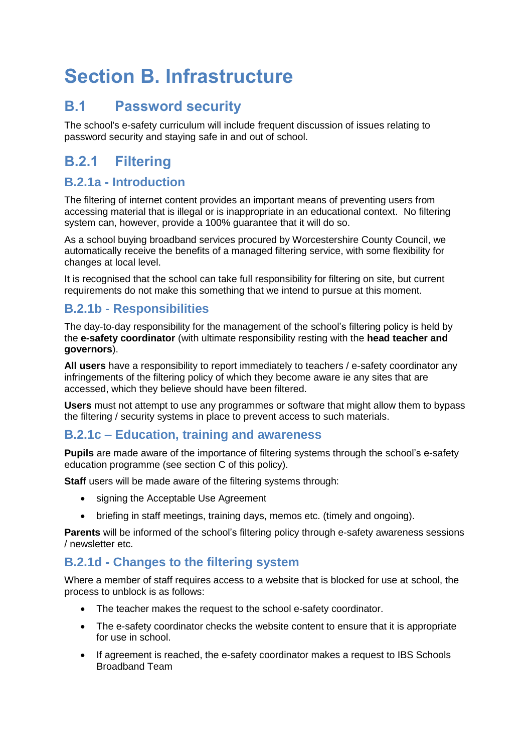# Section B. Infrastructure

## B.1 Password security

The school's e-safety curriculum will include frequent discussion of issues relating to password security and staying safe in and out of school.

## B.2.1 Filtering

### B.2.1a - Introduction

The filtering of internet content provides an important means of preventing users from accessing material that is illegal or is inappropriate in an educational context. No filtering system can, however, provide a 100% guarantee that it will do so.

As a school buying broadband services procured by Worcestershire County Council, we automatically receive the benefits of a managed filtering service, with some flexibility for changes at local level.

It is recognised that the school can take full responsibility for filtering on site, but current requirements do not make this something that we intend to pursue at this moment.

### B.2.1b - Responsibilities

The day-to-day responsibility for the management of the school's filtering policy is held by the **e-safety coordinator** (with ultimate responsibility resting with the **head teacher and governors**).

**All users** have a responsibility to report immediately to teachers / e-safety coordinator any infringements of the filtering policy of which they become aware ie any sites that are accessed, which they believe should have been filtered.

**Users** must not attempt to use any programmes or software that might allow them to bypass the filtering / security systems in place to prevent access to such materials.

### B.2.1c – Education, training and awareness

**Pupils** are made aware of the importance of filtering systems through the school's e-safety education programme (see section C of this policy).

**Staff** users will be made aware of the filtering systems through:

- signing the Acceptable Use Agreement
- briefing in staff meetings, training days, memos etc. (timely and ongoing).

**Parents** will be informed of the school's filtering policy through e-safety awareness sessions / newsletter etc.

### B.2.1d - Changes to the filtering system

Where a member of staff requires access to a website that is blocked for use at school, the process to unblock is as follows:

- The teacher makes the request to the school e-safety coordinator.
- The e-safety coordinator checks the website content to ensure that it is appropriate for use in school.
- If agreement is reached, the e-safety coordinator makes a request to IBS Schools Broadband Team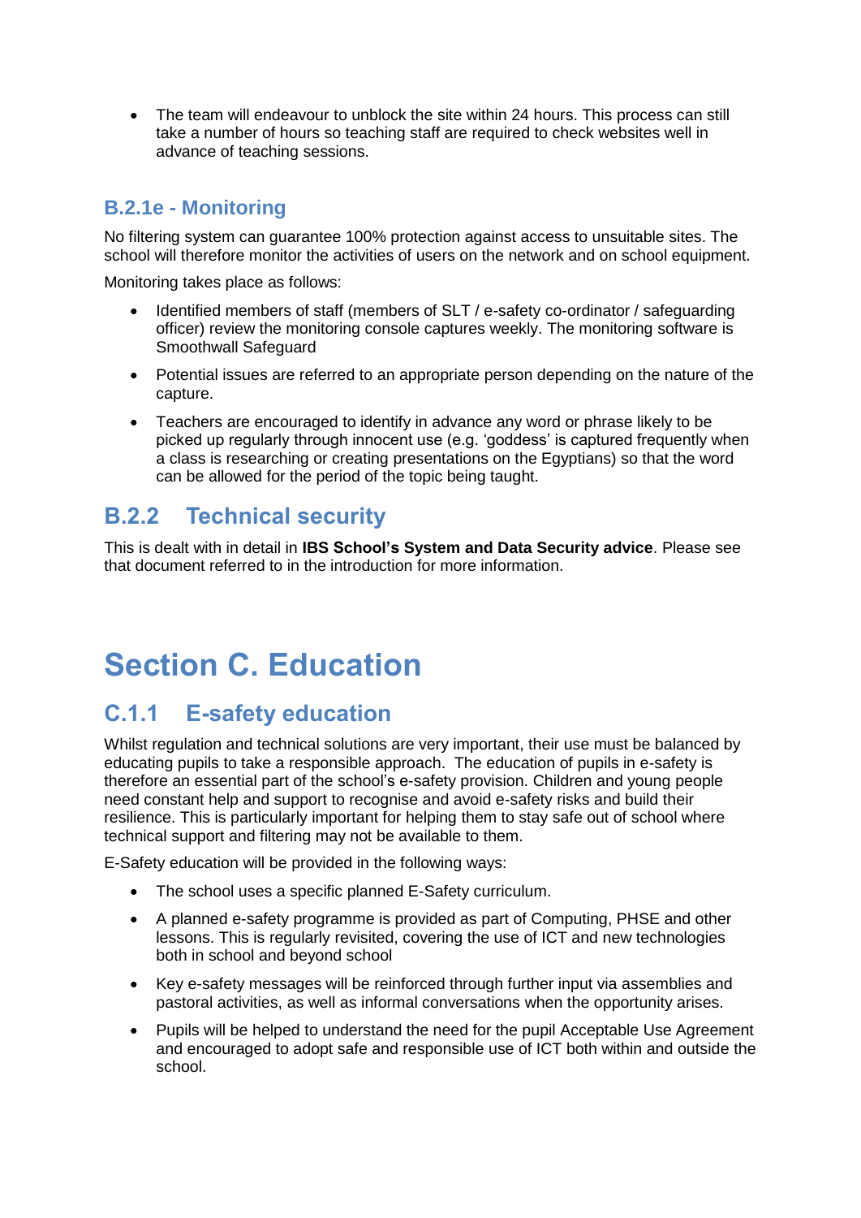- The team will endeavour to unblock the site within 24 hours. This process can still take a number of hours so teaching staff are required to check websites well in advance of teaching sessions.

### B.2.1e - Monitoring

No filtering system can guarantee 100% protection against access to unsuitable sites. The school will therefore monitor the activities of users on the network and on school equipment.

Monitoring takes place as follows:

- Identified members of staff (members of SLT / e-safety co-ordinator / safeguarding officer) review the monitoring console captures weekly. The monitoring software is Smoothwall Safeguard
- Potential issues are referred to an appropriate person depending on the nature of the capture.
- Teachers are encouraged to identify in advance any word or phrase likely to be picked up regularly through innocent use (e.g. 'goddess' is captured frequently when a class is researching or creating presentations on the Egyptians) so that the word can be allowed for the period of the topic being taught.

## B.2.2 Technical security

This is dealt with in detail in **IBS School's System and Data Security advice**. Please see that document referred to in the introduction for more information.

# Section C. Education

## C.1.1 E-safety education

Whilst regulation and technical solutions are very important, their use must be balanced by educating pupils to take a responsible approach. The education of pupils in e-safety is therefore an essential part of the school's e-safety provision. Children and young people need constant help and support to recognise and avoid e-safety risks and build their resilience. This is particularly important for helping them to stay safe out of school where technical support and filtering may not be available to them.

E-Safety education will be provided in the following ways:

- The school uses a specific planned E-Safety curriculum.
- A planned e-safety programme is provided as part of Computing, PHSE and other lessons. This is regularly revisited, covering the use of ICT and new technologies both in school and beyond school
- Key e-safety messages will be reinforced through further input via assemblies and pastoral activities, as well as informal conversations when the opportunity arises.
- Pupils will be helped to understand the need for the pupil Acceptable Use Agreement and encouraged to adopt safe and responsible use of ICT both within and outside the school.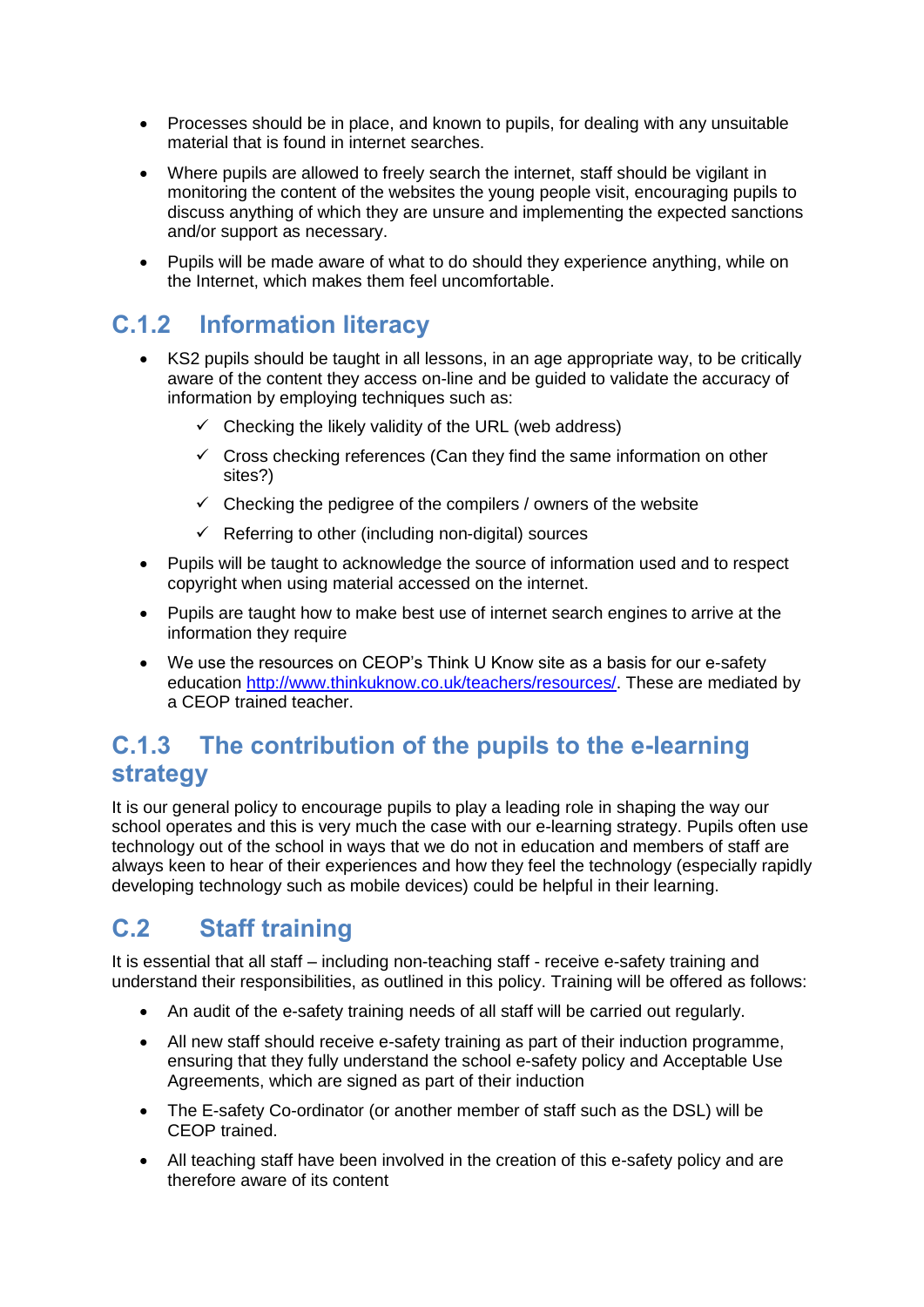- Processes should be in place, and known to pupils, for dealing with any unsuitable material that is found in internet searches.
- Where pupils are allowed to freely search the internet, staff should be vigilant in monitoring the content of the websites the young people visit, encouraging pupils to discuss anything of which they are unsure and implementing the expected sanctions and/or support as necessary.
- Pupils will be made aware of what to do should they experience anything, while on the Internet, which makes them feel uncomfortable.

### C.1.2 Information literacy

- KS2 pupils should be taught in all lessons, in an age appropriate way, to be critically aware of the content they access on-line and be guided to validate the accuracy of information by employing techniques such as:
  - ✓ Checking the likely validity of the URL (web address)
  - ✓ Cross checking references (Can they find the same information on other sites?)
  - ✓ Checking the pedigree of the compilers / owners of the website
  - ✓ Referring to other (including non-digital) sources
- Pupils will be taught to acknowledge the source of information used and to respect copyright when using material accessed on the internet.
- Pupils are taught how to make best use of internet search engines to arrive at the information they require
- We use the resources on CEOP's Think U Know site as a basis for our e-safety education [http://www.thinkuknow.co.uk/teachers/resources/](http://www.thinkuknow.co.uk/teachers/resources/). These are mediated by a CEOP trained teacher.

### C.1.3 The contribution of the pupils to the e-learning strategy

It is our general policy to encourage pupils to play a leading role in shaping the way our school operates and this is very much the case with our e-learning strategy. Pupils often use technology out of the school in ways that we do not in education and members of staff are always keen to hear of their experiences and how they feel the technology (especially rapidly developing technology such as mobile devices) could be helpful in their learning.

## C.2 Staff training

It is essential that all staff – including non-teaching staff - receive e-safety training and understand their responsibilities, as outlined in this policy. Training will be offered as follows:

- An audit of the e-safety training needs of all staff will be carried out regularly.
- All new staff should receive e-safety training as part of their induction programme, ensuring that they fully understand the school e-safety policy and Acceptable Use Agreements, which are signed as part of their induction
- The E-safety Co-ordinator (or another member of staff such as the DSL) will be CEOP trained.
- All teaching staff have been involved in the creation of this e-safety policy and are therefore aware of its content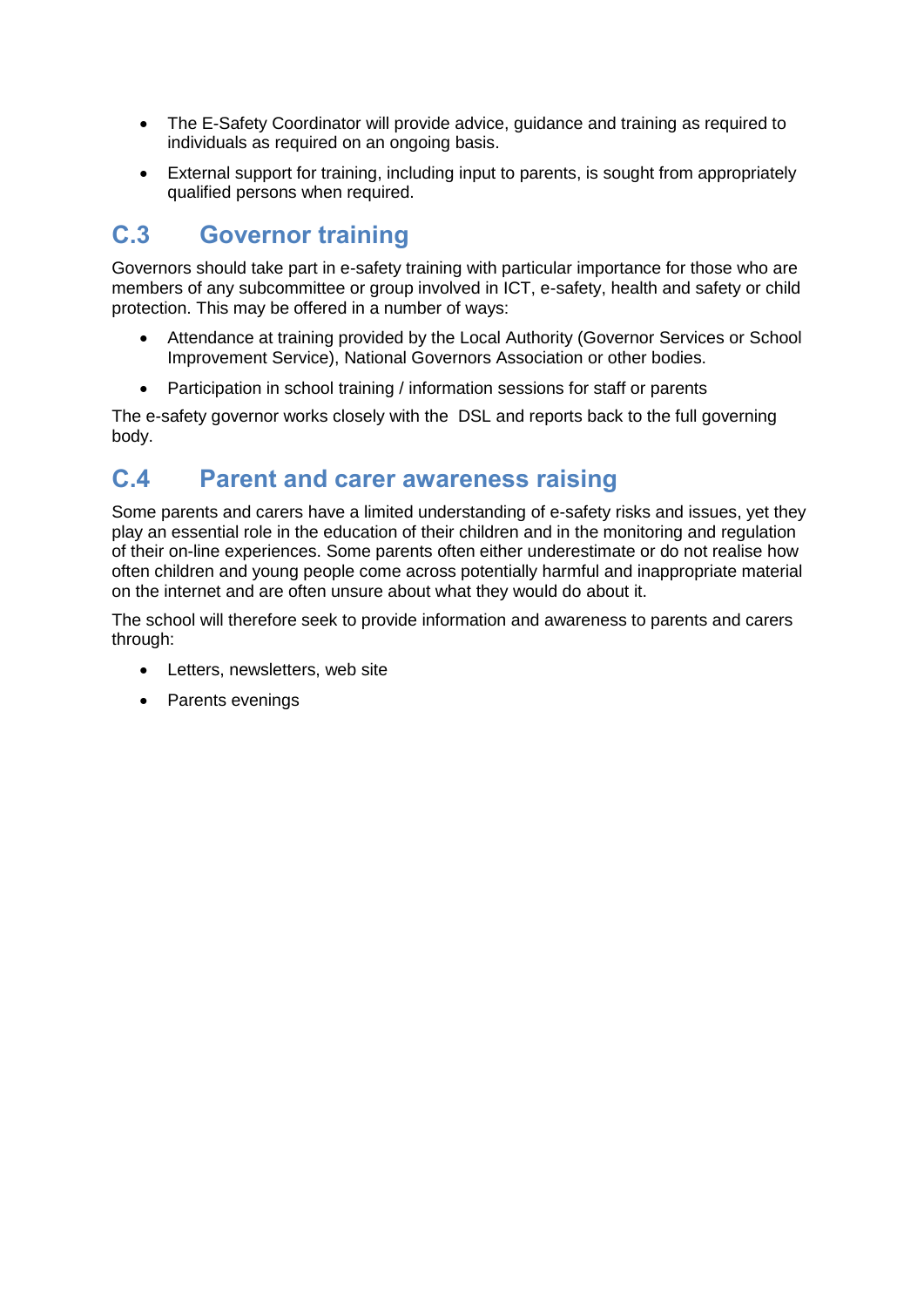- The E-Safety Coordinator will provide advice, guidance and training as required to individuals as required on an ongoing basis.
- External support for training, including input to parents, is sought from appropriately qualified persons when required.

## C.3 Governor training

Governors should take part in e-safety training with particular importance for those who are members of any subcommittee or group involved in ICT, e-safety, health and safety or child protection. This may be offered in a number of ways:

- Attendance at training provided by the Local Authority (Governor Services or School Improvement Service), National Governors Association or other bodies.
- Participation in school training / information sessions for staff or parents

The e-safety governor works closely with the DSL and reports back to the full governing body.

## C.4 Parent and carer awareness raising

Some parents and carers have a limited understanding of e-safety risks and issues, yet they play an essential role in the education of their children and in the monitoring and regulation of their on-line experiences. Some parents often either underestimate or do not realise how often children and young people come across potentially harmful and inappropriate material on the internet and are often unsure about what they would do about it.

The school will therefore seek to provide information and awareness to parents and carers through:

- Letters, newsletters, web site
- Parents evenings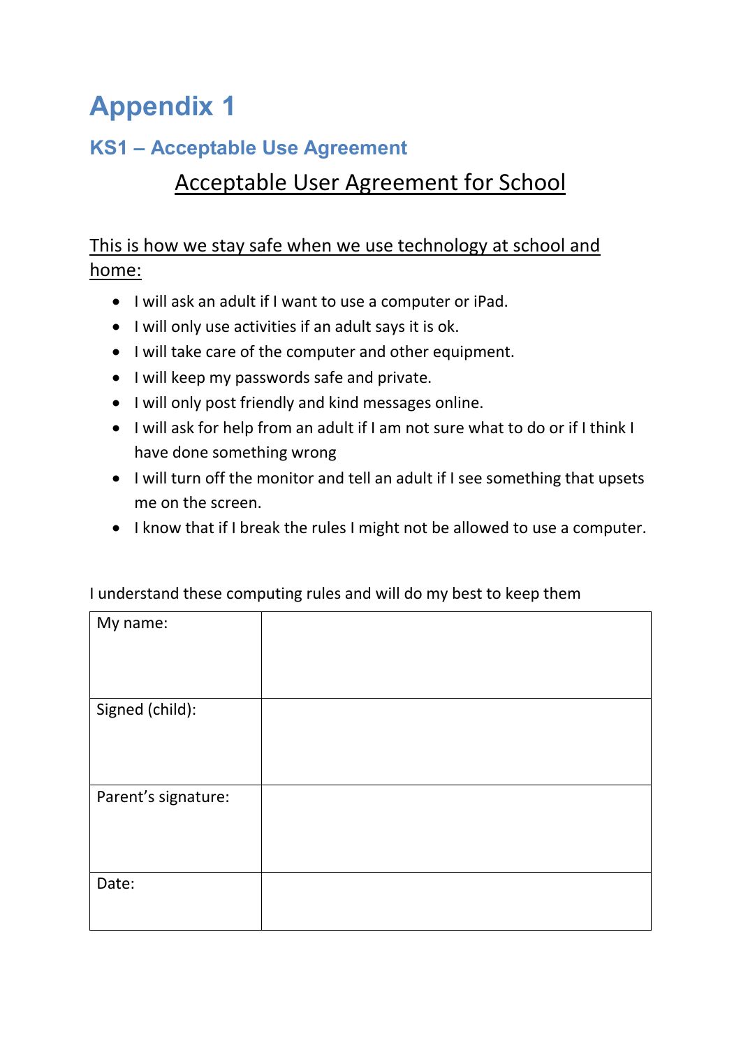# Appendix 1

## KS1 – Acceptable Use Agreement

<u>Acceptable User Agreement for School</u>

<u>This is how we stay safe when we use technology at school and home:</u>

- I will ask an adult if I want to use a computer or iPad.
- I will only use activities if an adult says it is ok.
- I will take care of the computer and other equipment.
- I will keep my passwords safe and private.
- I will only post friendly and kind messages online.
- I will ask for help from an adult if I am not sure what to do or if I think I have done something wrong
- I will turn off the monitor and tell an adult if I see something that upsets me on the screen.
- I know that if I break the rules I might not be allowed to use a computer.

I understand these computing rules and will do my best to keep them

| My name: | |
|---|---|
| Signed (child): | |
| Parent's signature: | |
| Date: | |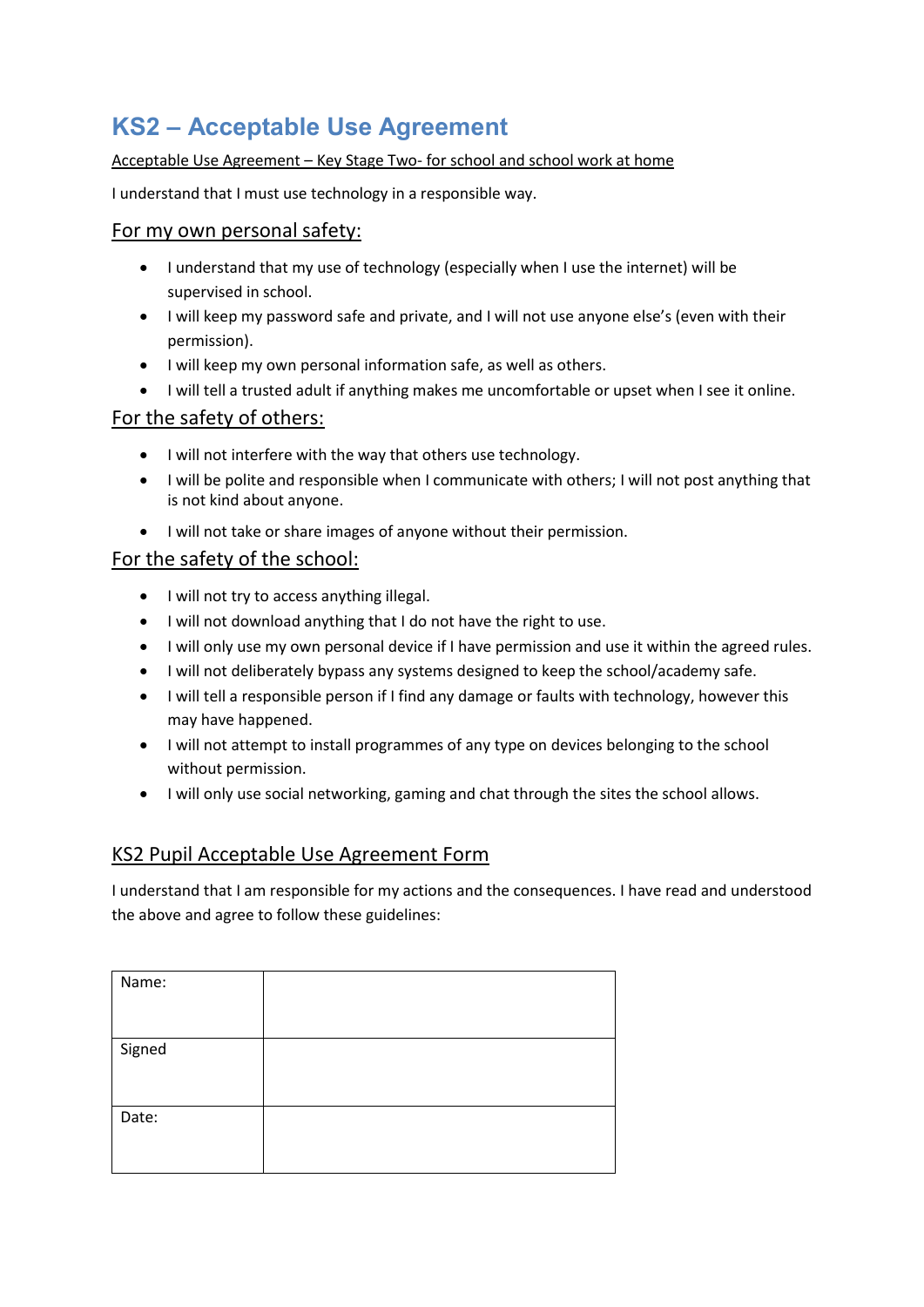# KS2 – Acceptable Use Agreement

Acceptable Use Agreement – Key Stage Two- for school and school work at home

I understand that I must use technology in a responsible way.

## For my own personal safety:

- I understand that my use of technology (especially when I use the internet) will be supervised in school.
- I will keep my password safe and private, and I will not use anyone else's (even with their permission).
- I will keep my own personal information safe, as well as others.
- I will tell a trusted adult if anything makes me uncomfortable or upset when I see it online.

## For the safety of others:

- I will not interfere with the way that others use technology.
- I will be polite and responsible when I communicate with others; I will not post anything that is not kind about anyone.
- I will not take or share images of anyone without their permission.

## For the safety of the school:

- I will not try to access anything illegal.
- I will not download anything that I do not have the right to use.
- I will only use my own personal device if I have permission and use it within the agreed rules.
- I will not deliberately bypass any systems designed to keep the school/academy safe.
- I will tell a responsible person if I find any damage or faults with technology, however this may have happened.
- I will not attempt to install programmes of any type on devices belonging to the school without permission.
- I will only use social networking, gaming and chat through the sites the school allows.

## KS2 Pupil Acceptable Use Agreement Form

I understand that I am responsible for my actions and the consequences. I have read and understood the above and agree to follow these guidelines:

| Name: | |
|---|---|
| Signed | |
| Date: | |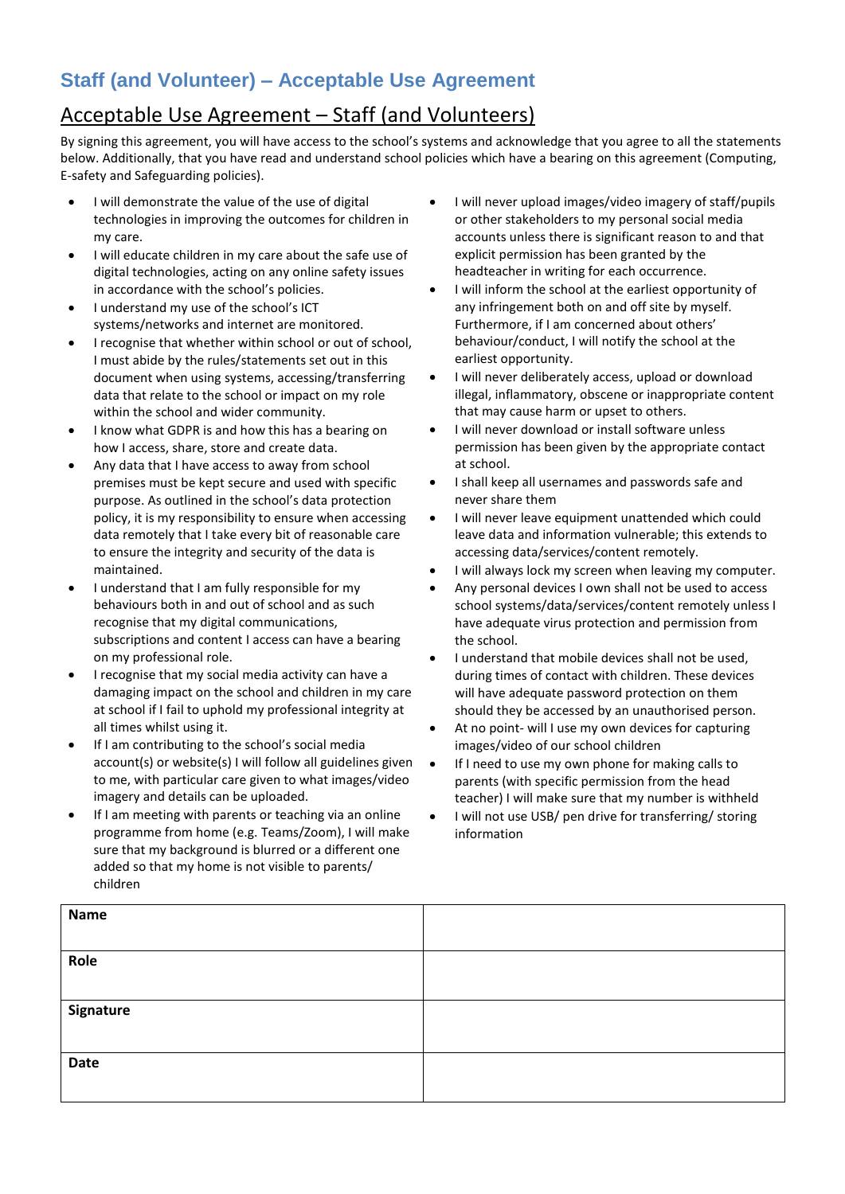## Staff (and Volunteer) – Acceptable Use Agreement

# Acceptable Use Agreement – Staff (and Volunteers)

By signing this agreement, you will have access to the school's systems and acknowledge that you agree to all the statements below. Additionally, that you have read and understand school policies which have a bearing on this agreement (Computing, E-safety and Safeguarding policies).

- I will demonstrate the value of the use of digital technologies in improving the outcomes for children in my care.
- I will educate children in my care about the safe use of digital technologies, acting on any online safety issues in accordance with the school's policies.
- I understand my use of the school's ICT systems/networks and internet are monitored.
- I recognise that whether within school or out of school, I must abide by the rules/statements set out in this document when using systems, accessing/transferring data that relate to the school or impact on my role within the school and wider community.
- I know what GDPR is and how this has a bearing on how I access, share, store and create data.
- Any data that I have access to away from school premises must be kept secure and used with specific purpose. As outlined in the school's data protection policy, it is my responsibility to ensure when accessing data remotely that I take every bit of reasonable care to ensure the integrity and security of the data is maintained.
- I understand that I am fully responsible for my behaviours both in and out of school and as such recognise that my digital communications, subscriptions and content I access can have a bearing on my professional role.
- I recognise that my social media activity can have a damaging impact on the school and children in my care at school if I fail to uphold my professional integrity at all times whilst using it.
- If I am contributing to the school's social media account(s) or website(s) I will follow all guidelines given to me, with particular care given to what images/video imagery and details can be uploaded.
- If I am meeting with parents or teaching via an online programme from home (e.g. Teams/Zoom), I will make sure that my background is blurred or a different one added so that my home is not visible to parents/ children
- I will never upload images/video imagery of staff/pupils or other stakeholders to my personal social media accounts unless there is significant reason to and that explicit permission has been granted by the headteacher in writing for each occurrence.
- I will inform the school at the earliest opportunity of any infringement both on and off site by myself. Furthermore, if I am concerned about others' behaviour/conduct, I will notify the school at the earliest opportunity.
- I will never deliberately access, upload or download illegal, inflammatory, obscene or inappropriate content that may cause harm or upset to others.
- I will never download or install software unless permission has been given by the appropriate contact at school.
- I shall keep all usernames and passwords safe and never share them
- I will never leave equipment unattended which could leave data and information vulnerable; this extends to accessing data/services/content remotely.
- I will always lock my screen when leaving my computer.
- Any personal devices I own shall not be used to access school systems/data/services/content remotely unless I have adequate virus protection and permission from the school.
- I understand that mobile devices shall not be used, during times of contact with children. These devices will have adequate password protection on them should they be accessed by an unauthorised person.
- At no point- will I use my own devices for capturing images/video of our school children
- If I need to use my own phone for making calls to parents (with specific permission from the head teacher) I will make sure that my number is withheld
- I will not use USB/ pen drive for transferring/ storing information

| | |
|---|---|
| **Name** | |
| **Role** | |
| **Signature** | |
| **Date** | |